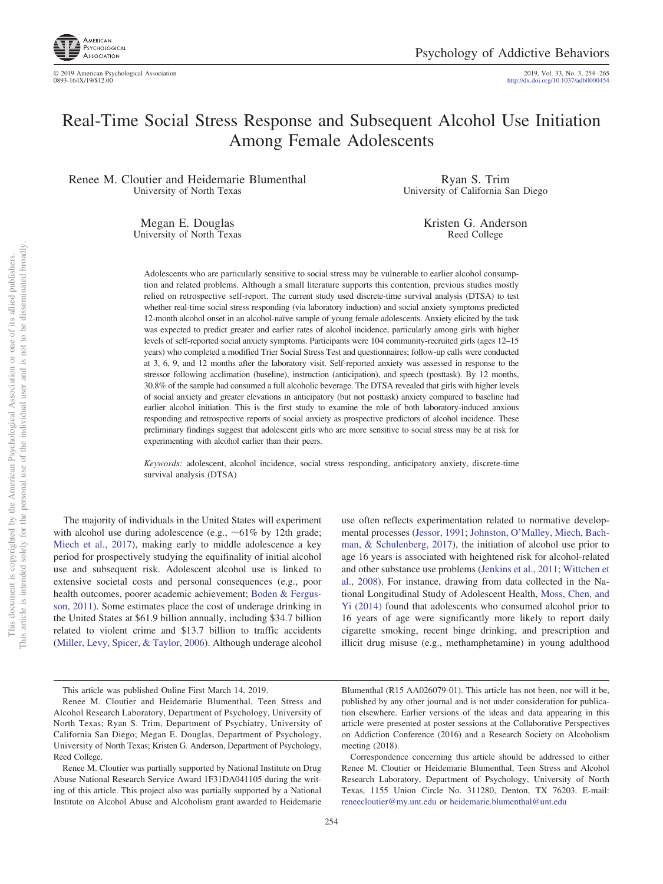# Real-Time Social Stress Response and Subsequent Alcohol Use Initiation Among Female Adolescents

Renee M. Cloutier and Heidemarie Blumenthal
University of North Texas

Ryan S. Trim
University of California San Diego

Megan E. Douglas
University of North Texas

Kristen G. Anderson
Reed College

Adolescents who are particularly sensitive to social stress may be vulnerable to earlier alcohol consumption and related problems. Although a small literature supports this contention, previous studies mostly relied on retrospective self-report. The current study used discrete-time survival analysis (DTSA) to test whether real-time social stress responding (via laboratory induction) and social anxiety symptoms predicted 12-month alcohol onset in an alcohol-naïve sample of young female adolescents. Anxiety elicited by the task was expected to predict greater and earlier rates of alcohol incidence, particularly among girls with higher levels of self-reported social anxiety symptoms. Participants were 104 community-recruited girls (ages 12–15 years) who completed a modified Trier Social Stress Test and questionnaires; follow-up calls were conducted at 3, 6, 9, and 12 months after the laboratory visit. Self-reported anxiety was assessed in response to the stressor following acclimation (baseline), instruction (anticipation), and speech (posttask). By 12 months, 30.8% of the sample had consumed a full alcoholic beverage. The DTSA revealed that girls with higher levels of social anxiety and greater elevations in anticipatory (but not posttask) anxiety compared to baseline had earlier alcohol initiation. This is the first study to examine the role of both laboratory-induced anxious responding and retrospective reports of social anxiety as prospective predictors of alcohol incidence. These preliminary findings suggest that adolescent girls who are more sensitive to social stress may be at risk for experimenting with alcohol earlier than their peers.

*Keywords:* adolescent, alcohol incidence, social stress responding, anticipatory anxiety, discrete-time survival analysis (DTSA)

The majority of individuals in the United States will experiment with alcohol use during adolescence (e.g., ~61% by 12th grade; Miech et al., 2017), making early to middle adolescence a key period for prospectively studying the equifinality of initial alcohol use and subsequent risk. Adolescent alcohol use is linked to extensive societal costs and personal consequences (e.g., poor health outcomes, poorer academic achievement; Boden & Fergusson, 2011). Some estimates place the cost of underage drinking in the United States at $61.9 billion annually, including $34.7 billion related to violent crime and $13.7 billion to traffic accidents (Miller, Levy, Spicer, & Taylor, 2006). Although underage alcohol use often reflects experimentation related to normative developmental processes (Jessor, 1991; Johnston, O'Malley, Miech, Bachman, & Schulenberg, 2017), the initiation of alcohol use prior to age 16 years is associated with heightened risk for alcohol-related and other substance use problems (Jenkins et al., 2011; Wittchen et al., 2008). For instance, drawing from data collected in the National Longitudinal Study of Adolescent Health, Moss, Chen, and Yi (2014) found that adolescents who consumed alcohol prior to 16 years of age were significantly more likely to report daily cigarette smoking, recent binge drinking, and prescription and illicit drug misuse (e.g., methamphetamine) in young adulthood

---

This article was published Online First March 14, 2019.

Renee M. Cloutier and Heidemarie Blumenthal, Teen Stress and Alcohol Research Laboratory, Department of Psychology, University of North Texas; Ryan S. Trim, Department of Psychiatry, University of California San Diego; Megan E. Douglas, Department of Psychology, University of North Texas; Kristen G. Anderson, Department of Psychology, Reed College.

Renee M. Cloutier was partially supported by National Institute on Drug Abuse National Research Service Award 1F31DA041105 during the writing of this article. This project also was partially supported by a National Institute on Alcohol Abuse and Alcoholism grant awarded to Heidemarie Blumenthal (R15 AA026079-01). This article has not been, nor will it be, published by any other journal and is not under consideration for publication elsewhere. Earlier versions of the ideas and data appearing in this article were presented at poster sessions at the Collaborative Perspectives on Addiction Conference (2016) and a Research Society on Alcoholism meeting (2018).

Correspondence concerning this article should be addressed to either Renee M. Cloutier or Heidemarie Blumenthal, Teen Stress and Alcohol Research Laboratory, Department of Psychology, University of North Texas, 1155 Union Circle No. 311280, Denton, TX 76203. E-mail: reneecloutier@my.unt.edu or heidemarie.blumenthal@unt.edu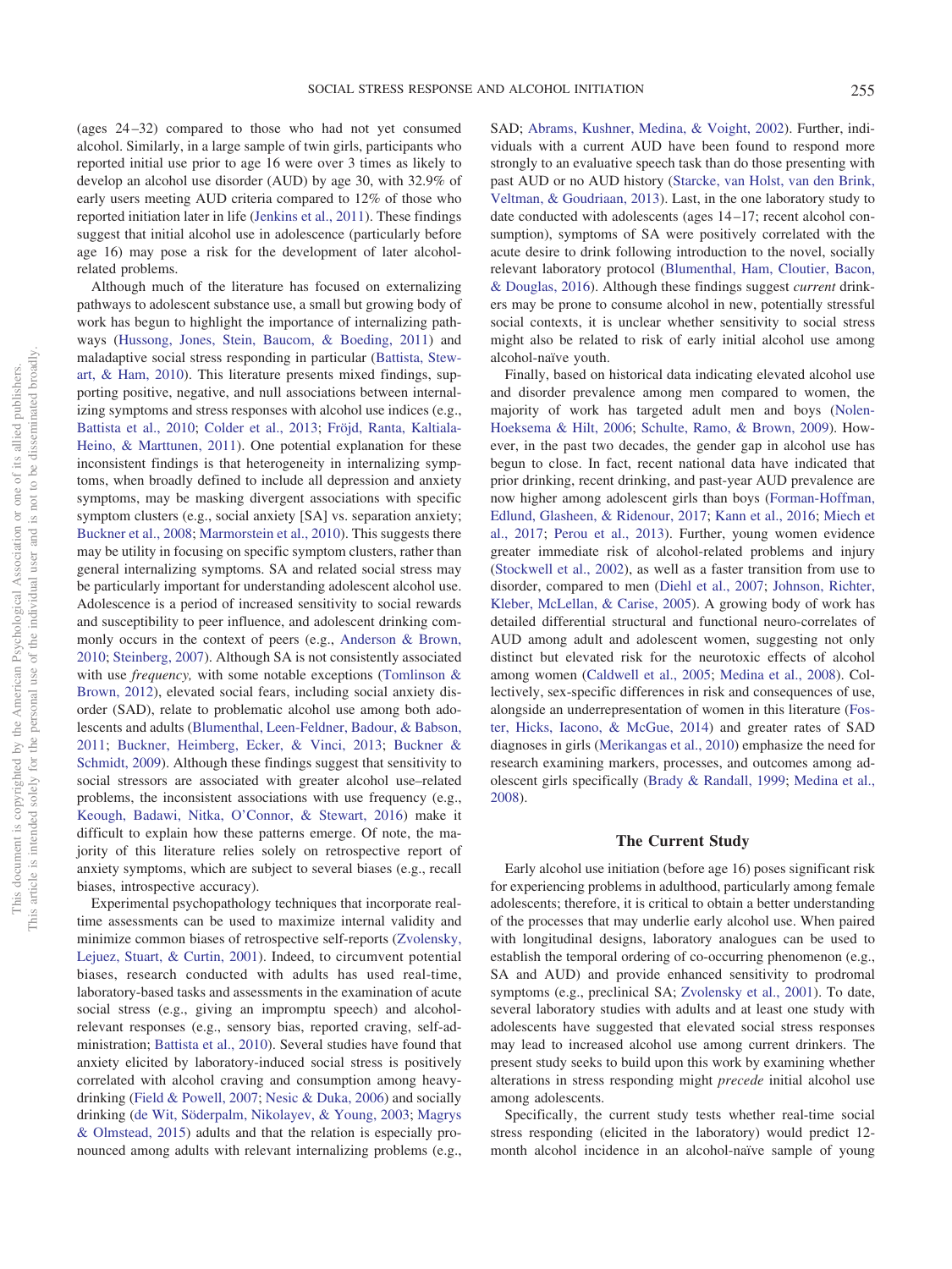(ages 24–32) compared to those who had not yet consumed alcohol. Similarly, in a large sample of twin girls, participants who reported initial use prior to age 16 were over 3 times as likely to develop an alcohol use disorder (AUD) by age 30, with 32.9% of early users meeting AUD criteria compared to 12% of those who reported initiation later in life (Jenkins et al., 2011). These findings suggest that initial alcohol use in adolescence (particularly before age 16) may pose a risk for the development of later alcohol-related problems.

Although much of the literature has focused on externalizing pathways to adolescent substance use, a small but growing body of work has begun to highlight the importance of internalizing pathways (Hussong, Jones, Stein, Baucom, & Boeding, 2011) and maladaptive social stress responding in particular (Battista, Stewart, & Ham, 2010). This literature presents mixed findings, supporting positive, negative, and null associations between internalizing symptoms and stress responses with alcohol use indices (e.g., Battista et al., 2010; Colder et al., 2013; Fröjd, Ranta, Kaltiala-Heino, & Marttunen, 2011). One potential explanation for these inconsistent findings is that heterogeneity in internalizing symptoms, when broadly defined to include all depression and anxiety symptoms, may be masking divergent associations with specific symptom clusters (e.g., social anxiety [SA] vs. separation anxiety; Buckner et al., 2008; Marmorstein et al., 2010). This suggests there may be utility in focusing on specific symptom clusters, rather than general internalizing symptoms. SA and related social stress may be particularly important for understanding adolescent alcohol use. Adolescence is a period of increased sensitivity to social rewards and susceptibility to peer influence, and adolescent drinking commonly occurs in the context of peers (e.g., Anderson & Brown, 2010; Steinberg, 2007). Although SA is not consistently associated with use *frequency,* with some notable exceptions (Tomlinson & Brown, 2012), elevated social fears, including social anxiety disorder (SAD), relate to problematic alcohol use among both adolescents and adults (Blumenthal, Leen-Feldner, Badour, & Babson, 2011; Buckner, Heimberg, Ecker, & Vinci, 2013; Buckner & Schmidt, 2009). Although these findings suggest that sensitivity to social stressors are associated with greater alcohol use–related problems, the inconsistent associations with use frequency (e.g., Keough, Badawi, Nitka, O'Connor, & Stewart, 2016) make it difficult to explain how these patterns emerge. Of note, the majority of this literature relies solely on retrospective report of anxiety symptoms, which are subject to several biases (e.g., recall biases, introspective accuracy).

Experimental psychopathology techniques that incorporate real-time assessments can be used to maximize internal validity and minimize common biases of retrospective self-reports (Zvolensky, Lejuez, Stuart, & Curtin, 2001). Indeed, to circumvent potential biases, research conducted with adults has used real-time, laboratory-based tasks and assessments in the examination of acute social stress (e.g., giving an impromptu speech) and alcohol-relevant responses (e.g., sensory bias, reported craving, self-administration; Battista et al., 2010). Several studies have found that anxiety elicited by laboratory-induced social stress is positively correlated with alcohol craving and consumption among heavy-drinking (Field & Powell, 2007; Nesic & Duka, 2006) and socially drinking (de Wit, Söderpalm, Nikolayev, & Young, 2003; Magrys & Olmstead, 2015) adults and that the relation is especially pronounced among adults with relevant internalizing problems (e.g., SAD; Abrams, Kushner, Medina, & Voight, 2002). Further, individuals with a current AUD have been found to respond more strongly to an evaluative speech task than do those presenting with past AUD or no AUD history (Starcke, van Holst, van den Brink, Veltman, & Goudriaan, 2013). Last, in the one laboratory study to date conducted with adolescents (ages 14–17; recent alcohol consumption), symptoms of SA were positively correlated with the acute desire to drink following introduction to the novel, socially relevant laboratory protocol (Blumenthal, Ham, Cloutier, Bacon, & Douglas, 2016). Although these findings suggest *current* drinkers may be prone to consume alcohol in new, potentially stressful social contexts, it is unclear whether sensitivity to social stress might also be related to risk of early initial alcohol use among alcohol-naïve youth.

Finally, based on historical data indicating elevated alcohol use and disorder prevalence among men compared to women, the majority of work has targeted adult men and boys (Nolen-Hoeksema & Hilt, 2006; Schulte, Ramo, & Brown, 2009). However, in the past two decades, the gender gap in alcohol use has begun to close. In fact, recent national data have indicated that prior drinking, recent drinking, and past-year AUD prevalence are now higher among adolescent girls than boys (Forman-Hoffman, Edlund, Glasheen, & Ridenour, 2017; Kann et al., 2016; Miech et al., 2017; Perou et al., 2013). Further, young women evidence greater immediate risk of alcohol-related problems and injury (Stockwell et al., 2002), as well as a faster transition from use to disorder, compared to men (Diehl et al., 2007; Johnson, Richter, Kleber, McLellan, & Carise, 2005). A growing body of work has detailed differential structural and functional neuro-correlates of AUD among adult and adolescent women, suggesting not only distinct but elevated risk for the neurotoxic effects of alcohol among women (Caldwell et al., 2005; Medina et al., 2008). Collectively, sex-specific differences in risk and consequences of use, alongside an underrepresentation of women in this literature (Foster, Hicks, Iacono, & McGue, 2014) and greater rates of SAD diagnoses in girls (Merikangas et al., 2010) emphasize the need for research examining markers, processes, and outcomes among adolescent girls specifically (Brady & Randall, 1999; Medina et al., 2008).

## The Current Study

Early alcohol use initiation (before age 16) poses significant risk for experiencing problems in adulthood, particularly among female adolescents; therefore, it is critical to obtain a better understanding of the processes that may underlie early alcohol use. When paired with longitudinal designs, laboratory analogues can be used to establish the temporal ordering of co-occurring phenomenon (e.g., SA and AUD) and provide enhanced sensitivity to prodromal symptoms (e.g., preclinical SA; Zvolensky et al., 2001). To date, several laboratory studies with adults and at least one study with adolescents have suggested that elevated social stress responses may lead to increased alcohol use among current drinkers. The present study seeks to build upon this work by examining whether alterations in stress responding might *precede* initial alcohol use among adolescents.

Specifically, the current study tests whether real-time social stress responding (elicited in the laboratory) would predict 12-month alcohol incidence in an alcohol-naïve sample of young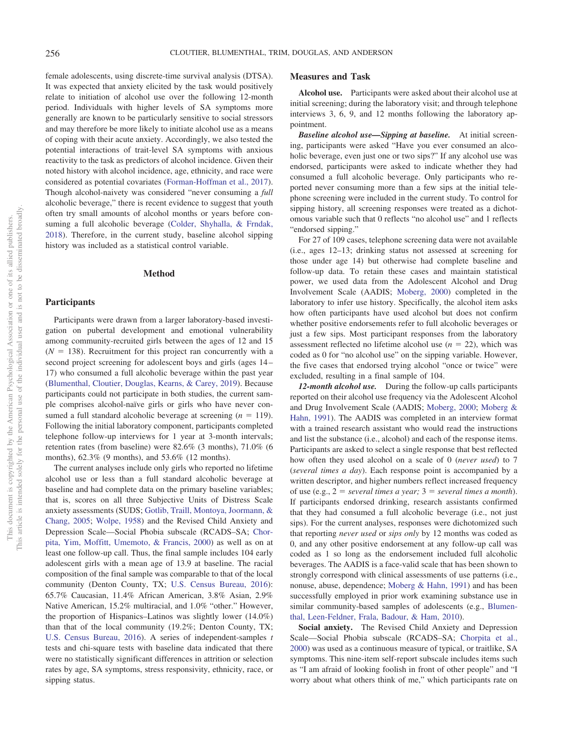female adolescents, using discrete-time survival analysis (DTSA). It was expected that anxiety elicited by the task would positively relate to initiation of alcohol use over the following 12-month period. Individuals with higher levels of SA symptoms more generally are known to be particularly sensitive to social stressors and may therefore be more likely to initiate alcohol use as a means of coping with their acute anxiety. Accordingly, we also tested the potential interactions of trait-level SA symptoms with anxious reactivity to the task as predictors of alcohol incidence. Given their noted history with alcohol incidence, age, ethnicity, and race were considered as potential covariates (Forman-Hoffman et al., 2017). Though alcohol-naivety was considered "never consuming a *full* alcoholic beverage," there is recent evidence to suggest that youth often try small amounts of alcohol months or years before consuming a full alcoholic beverage (Colder, Shyhalla, & Frndak, 2018). Therefore, in the current study, baseline alcohol sipping history was included as a statistical control variable.

## Method

### Participants

Participants were drawn from a larger laboratory-based investigation on pubertal development and emotional vulnerability among community-recruited girls between the ages of 12 and 15 ($N = 138$). Recruitment for this project ran concurrently with a second project screening for adolescent boys and girls (ages 14–17) who consumed a full alcoholic beverage within the past year (Blumenthal, Cloutier, Douglas, Kearns, & Carey, 2019). Because participants could not participate in both studies, the current sample comprises alcohol-naïve girls or girls who have never consumed a full standard alcoholic beverage at screening ($n = 119$). Following the initial laboratory component, participants completed telephone follow-up interviews for 1 year at 3-month intervals; retention rates (from baseline) were 82.6% (3 months), 71.0% (6 months), 62.3% (9 months), and 53.6% (12 months).

The current analyses include only girls who reported no lifetime alcohol use or less than a full standard alcoholic beverage at baseline and had complete data on the primary baseline variables; that is, scores on all three Subjective Units of Distress Scale anxiety assessments (SUDS; Gotlib, Traill, Montoya, Joormann, & Chang, 2005; Wolpe, 1958) and the Revised Child Anxiety and Depression Scale—Social Phobia subscale (RCADS–SA; Chorpita, Yim, Moffitt, Umemoto, & Francis, 2000) as well as on at least one follow-up call. Thus, the final sample includes 104 early adolescent girls with a mean age of 13.9 at baseline. The racial composition of the final sample was comparable to that of the local community (Denton County, TX; U.S. Census Bureau, 2016): 65.7% Caucasian, 11.4% African American, 3.8% Asian, 2.9% Native American, 15.2% multiracial, and 1.0% "other." However, the proportion of Hispanics–Latinos was slightly lower (14.0%) than that of the local community (19.2%; Denton County, TX; U.S. Census Bureau, 2016). A series of independent-samples *t* tests and chi-square tests with baseline data indicated that there were no statistically significant differences in attrition or selection rates by age, SA symptoms, stress responsivity, ethnicity, race, or sipping status.

### Measures and Task

**Alcohol use.** Participants were asked about their alcohol use at initial screening; during the laboratory visit; and through telephone interviews 3, 6, 9, and 12 months following the laboratory appointment.

***Baseline alcohol use—Sipping at baseline.*** At initial screening, participants were asked "Have you ever consumed an alcoholic beverage, even just one or two sips?" If any alcohol use was endorsed, participants were asked to indicate whether they had consumed a full alcoholic beverage. Only participants who reported never consuming more than a few sips at the initial telephone screening were included in the current study. To control for sipping history, all screening responses were treated as a dichotomous variable such that 0 reflects "no alcohol use" and 1 reflects "endorsed sipping."

For 27 of 109 cases, telephone screening data were not available (i.e., ages 12–13; drinking status not assessed at screening for those under age 14) but otherwise had complete baseline and follow-up data. To retain these cases and maintain statistical power, we used data from the Adolescent Alcohol and Drug Involvement Scale (AADIS; Moberg, 2000) completed in the laboratory to infer use history. Specifically, the alcohol item asks how often participants have used alcohol but does not confirm whether positive endorsements refer to full alcoholic beverages or just a few sips. Most participant responses from the laboratory assessment reflected no lifetime alcohol use ($n = 22$), which was coded as 0 for "no alcohol use" on the sipping variable. However, the five cases that endorsed trying alcohol "once or twice" were excluded, resulting in a final sample of 104.

***12-month alcohol use.*** During the follow-up calls participants reported on their alcohol use frequency via the Adolescent Alcohol and Drug Involvement Scale (AADIS; Moberg, 2000; Moberg & Hahn, 1991). The AADIS was completed in an interview format with a trained research assistant who would read the instructions and list the substance (i.e., alcohol) and each of the response items. Participants are asked to select a single response that best reflected how often they used alcohol on a scale of 0 (*never used*) to 7 (*several times a day*). Each response point is accompanied by a written descriptor, and higher numbers reflect increased frequency of use (e.g., 2 = *several times a year;* 3 = *several times a month*). If participants endorsed drinking, research assistants confirmed that they had consumed a full alcoholic beverage (i.e., not just sips). For the current analyses, responses were dichotomized such that reporting *never used* or *sips only* by 12 months was coded as 0, and any other positive endorsement at any follow-up call was coded as 1 so long as the endorsement included full alcoholic beverages. The AADIS is a face-valid scale that has been shown to strongly correspond with clinical assessments of use patterns (i.e., nonuse, abuse, dependence; Moberg & Hahn, 1991) and has been successfully employed in prior work examining substance use in similar community-based samples of adolescents (e.g., Blumenthal, Leen-Feldner, Frala, Badour, & Ham, 2010).

**Social anxiety.** The Revised Child Anxiety and Depression Scale—Social Phobia subscale (RCADS–SA; Chorpita et al., 2000) was used as a continuous measure of typical, or traitlike, SA symptoms. This nine-item self-report subscale includes items such as "I am afraid of looking foolish in front of other people" and "I worry about what others think of me," which participants rate on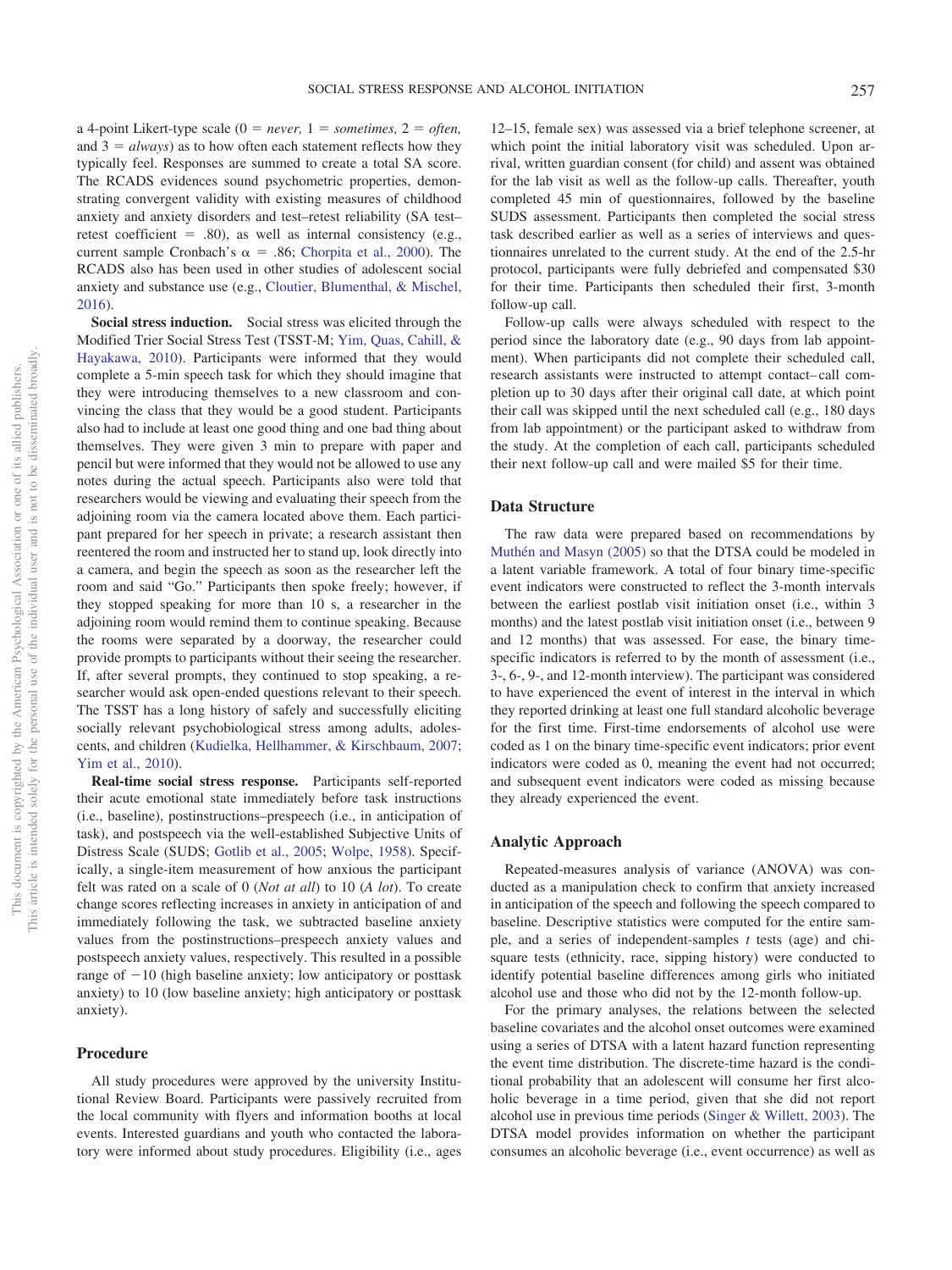a 4-point Likert-type scale (0 = *never,* 1 = *sometimes,* 2 = *often,* and 3 = *always*) as to how often each statement reflects how they typically feel. Responses are summed to create a total SA score. The RCADS evidences sound psychometric properties, demonstrating convergent validity with existing measures of childhood anxiety and anxiety disorders and test–retest reliability (SA test–retest coefficient = .80), as well as internal consistency (e.g., current sample Cronbach's $\alpha$ = .86; Chorpita et al., 2000). The RCADS also has been used in other studies of adolescent social anxiety and substance use (e.g., Cloutier, Blumenthal, & Mischel, 2016).

**Social stress induction.** Social stress was elicited through the Modified Trier Social Stress Test (TSST-M; Yim, Quas, Cahill, & Hayakawa, 2010). Participants were informed that they would complete a 5-min speech task for which they should imagine that they were introducing themselves to a new classroom and convincing the class that they would be a good student. Participants also had to include at least one good thing and one bad thing about themselves. They were given 3 min to prepare with paper and pencil but were informed that they would not be allowed to use any notes during the actual speech. Participants also were told that researchers would be viewing and evaluating their speech from the adjoining room via the camera located above them. Each participant prepared for her speech in private; a research assistant then reentered the room and instructed her to stand up, look directly into a camera, and begin the speech as soon as the researcher left the room and said "Go." Participants then spoke freely; however, if they stopped speaking for more than 10 s, a researcher in the adjoining room would remind them to continue speaking. Because the rooms were separated by a doorway, the researcher could provide prompts to participants without their seeing the researcher. If, after several prompts, they continued to stop speaking, a researcher would ask open-ended questions relevant to their speech. The TSST has a long history of safely and successfully eliciting socially relevant psychobiological stress among adults, adolescents, and children (Kudielka, Hellhammer, & Kirschbaum, 2007; Yim et al., 2010).

**Real-time social stress response.** Participants self-reported their acute emotional state immediately before task instructions (i.e., baseline), postinstructions–prespeech (i.e., in anticipation of task), and postspeech via the well-established Subjective Units of Distress Scale (SUDS; Gotlib et al., 2005; Wolpe, 1958). Specifically, a single-item measurement of how anxious the participant felt was rated on a scale of 0 (*Not at all*) to 10 (*A lot*). To create change scores reflecting increases in anxiety in anticipation of and immediately following the task, we subtracted baseline anxiety values from the postinstructions–prespeech anxiety values and postspeech anxiety values, respectively. This resulted in a possible range of −10 (high baseline anxiety; low anticipatory or posttask anxiety) to 10 (low baseline anxiety; high anticipatory or posttask anxiety).

## Procedure

All study procedures were approved by the university Institutional Review Board. Participants were passively recruited from the local community with flyers and information booths at local events. Interested guardians and youth who contacted the laboratory were informed about study procedures. Eligibility (i.e., ages 12–15, female sex) was assessed via a brief telephone screener, at which point the initial laboratory visit was scheduled. Upon arrival, written guardian consent (for child) and assent was obtained for the lab visit as well as the follow-up calls. Thereafter, youth completed 45 min of questionnaires, followed by the baseline SUDS assessment. Participants then completed the social stress task described earlier as well as a series of interviews and questionnaires unrelated to the current study. At the end of the 2.5-hr protocol, participants were fully debriefed and compensated $30 for their time. Participants then scheduled their first, 3-month follow-up call.

Follow-up calls were always scheduled with respect to the period since the laboratory date (e.g., 90 days from lab appointment). When participants did not complete their scheduled call, research assistants were instructed to attempt contact–call completion up to 30 days after their original call date, at which point their call was skipped until the next scheduled call (e.g., 180 days from lab appointment) or the participant asked to withdraw from the study. At the completion of each call, participants scheduled their next follow-up call and were mailed $5 for their time.

## Data Structure

The raw data were prepared based on recommendations by Muthén and Masyn (2005) so that the DTSA could be modeled in a latent variable framework. A total of four binary time-specific event indicators were constructed to reflect the 3-month intervals between the earliest postlab visit initiation onset (i.e., within 3 months) and the latest postlab visit initiation onset (i.e., between 9 and 12 months) that was assessed. For ease, the binary time-specific indicators is referred to by the month of assessment (i.e., 3-, 6-, 9-, and 12-month interview). The participant was considered to have experienced the event of interest in the interval in which they reported drinking at least one full standard alcoholic beverage for the first time. First-time endorsements of alcohol use were coded as 1 on the binary time-specific event indicators; prior event indicators were coded as 0, meaning the event had not occurred; and subsequent event indicators were coded as missing because they already experienced the event.

## Analytic Approach

Repeated-measures analysis of variance (ANOVA) was conducted as a manipulation check to confirm that anxiety increased in anticipation of the speech and following the speech compared to baseline. Descriptive statistics were computed for the entire sample, and a series of independent-samples *t* tests (age) and chi-square tests (ethnicity, race, sipping history) were conducted to identify potential baseline differences among girls who initiated alcohol use and those who did not by the 12-month follow-up.

For the primary analyses, the relations between the selected baseline covariates and the alcohol onset outcomes were examined using a series of DTSA with a latent hazard function representing the event time distribution. The discrete-time hazard is the conditional probability that an adolescent will consume her first alcoholic beverage in a time period, given that she did not report alcohol use in previous time periods (Singer & Willett, 2003). The DTSA model provides information on whether the participant consumes an alcoholic beverage (i.e., event occurrence) as well as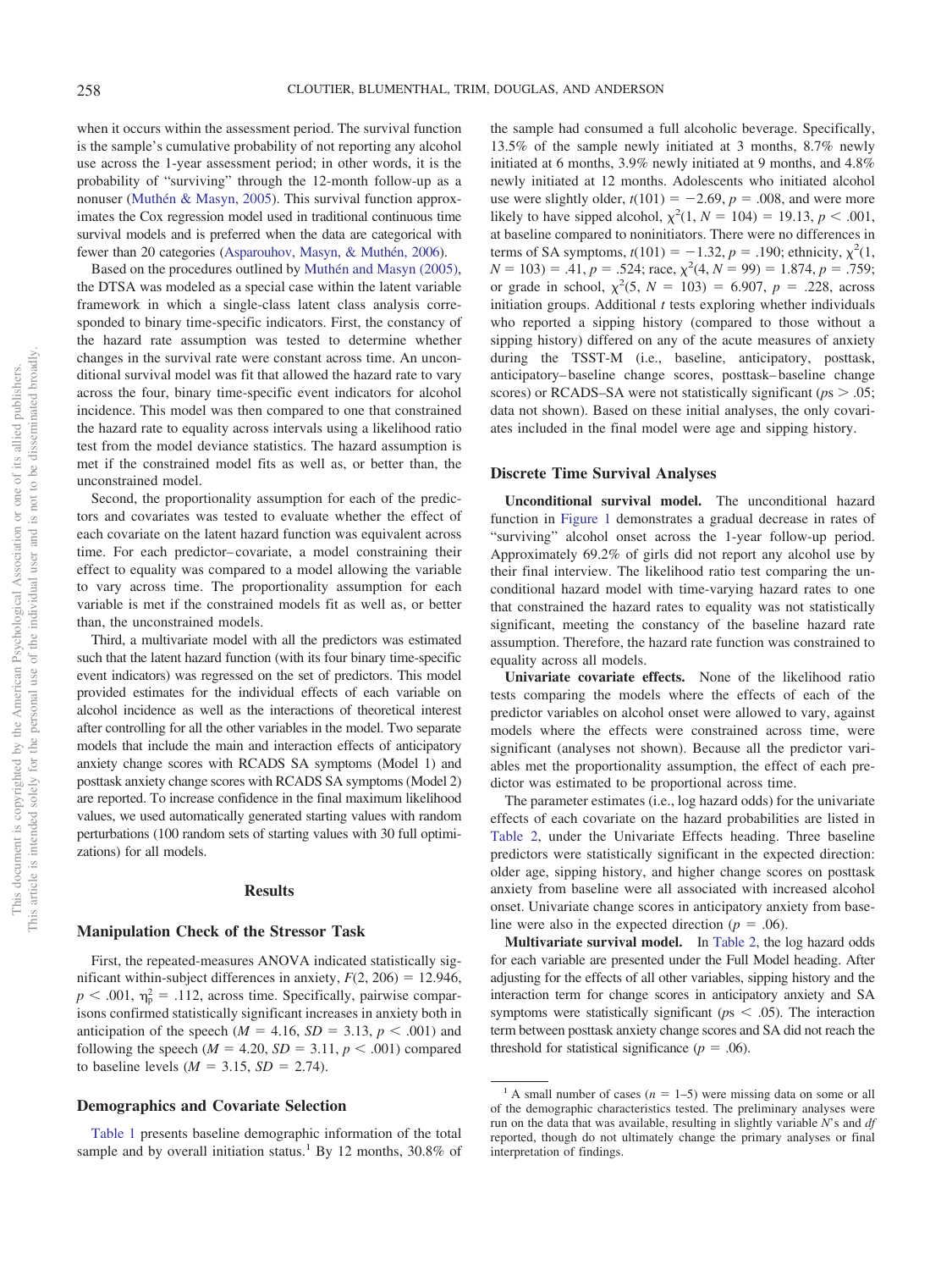when it occurs within the assessment period. The survival function is the sample's cumulative probability of not reporting any alcohol use across the 1-year assessment period; in other words, it is the probability of "surviving" through the 12-month follow-up as a nonuser (Muthén & Masyn, 2005). This survival function approximates the Cox regression model used in traditional continuous time survival models and is preferred when the data are categorical with fewer than 20 categories (Asparouhov, Masyn, & Muthén, 2006).

Based on the procedures outlined by Muthén and Masyn (2005), the DTSA was modeled as a special case within the latent variable framework in which a single-class latent class analysis corresponded to binary time-specific indicators. First, the constancy of the hazard rate assumption was tested to determine whether changes in the survival rate were constant across time. An unconditional survival model was fit that allowed the hazard rate to vary across the four, binary time-specific event indicators for alcohol incidence. This model was then compared to one that constrained the hazard rate to equality across intervals using a likelihood ratio test from the model deviance statistics. The hazard assumption is met if the constrained model fits as well as, or better than, the unconstrained model.

Second, the proportionality assumption for each of the predictors and covariates was tested to evaluate whether the effect of each covariate on the latent hazard function was equivalent across time. For each predictor–covariate, a model constraining their effect to equality was compared to a model allowing the variable to vary across time. The proportionality assumption for each variable is met if the constrained models fit as well as, or better than, the unconstrained models.

Third, a multivariate model with all the predictors was estimated such that the latent hazard function (with its four binary time-specific event indicators) was regressed on the set of predictors. This model provided estimates for the individual effects of each variable on alcohol incidence as well as the interactions of theoretical interest after controlling for all the other variables in the model. Two separate models that include the main and interaction effects of anticipatory anxiety change scores with RCADS SA symptoms (Model 1) and posttask anxiety change scores with RCADS SA symptoms (Model 2) are reported. To increase confidence in the final maximum likelihood values, we used automatically generated starting values with random perturbations (100 random sets of starting values with 30 full optimizations) for all models.

## Results

### Manipulation Check of the Stressor Task

First, the repeated-measures ANOVA indicated statistically significant within-subject differences in anxiety, $F(2, 206) = 12.946$, $p < .001$, $\eta_p^2 = .112$, across time. Specifically, pairwise comparisons confirmed statistically significant increases in anxiety both in anticipation of the speech ($M = 4.16$, $SD = 3.13$, $p < .001$) and following the speech ($M = 4.20$, $SD = 3.11$, $p < .001$) compared to baseline levels ($M = 3.15$, $SD = 2.74$).

### Demographics and Covariate Selection

Table 1 presents baseline demographic information of the total sample and by overall initiation status.[1] By 12 months, 30.8% of the sample had consumed a full alcoholic beverage. Specifically, 13.5% of the sample newly initiated at 3 months, 8.7% newly initiated at 6 months, 3.9% newly initiated at 9 months, and 4.8% newly initiated at 12 months. Adolescents who initiated alcohol use were slightly older, $t(101) = -2.69$, $p = .008$, and were more likely to have sipped alcohol, $\chi^2(1, N = 104) = 19.13$, $p < .001$, at baseline compared to noninitiators. There were no differences in terms of SA symptoms, $t(101) = -1.32$, $p = .190$; ethnicity, $\chi^2(1, N = 103) = .41$, $p = .524$; race, $\chi^2(4, N = 99) = 1.874$, $p = .759$; or grade in school, $\chi^2(5, N = 103) = 6.907$, $p = .228$, across initiation groups. Additional $t$ tests exploring whether individuals who reported a sipping history (compared to those without a sipping history) differed on any of the acute measures of anxiety during the TSST-M (i.e., baseline, anticipatory, posttask, anticipatory–baseline change scores, posttask–baseline change scores) or RCADS–SA were not statistically significant ($ps > .05$; data not shown). Based on these initial analyses, the only covariates included in the final model were age and sipping history.

### Discrete Time Survival Analyses

**Unconditional survival model.** The unconditional hazard function in Figure 1 demonstrates a gradual decrease in rates of "surviving" alcohol onset across the 1-year follow-up period. Approximately 69.2% of girls did not report any alcohol use by their final interview. The likelihood ratio test comparing the unconditional hazard model with time-varying hazard rates to one that constrained the hazard rates to equality was not statistically significant, meeting the constancy of the baseline hazard rate assumption. Therefore, the hazard rate function was constrained to equality across all models.

**Univariate covariate effects.** None of the likelihood ratio tests comparing the models where the effects of each of the predictor variables on alcohol onset were allowed to vary, against models where the effects were constrained across time, were significant (analyses not shown). Because all the predictor variables met the proportionality assumption, the effect of each predictor was estimated to be proportional across time.

The parameter estimates (i.e., log hazard odds) for the univariate effects of each covariate on the hazard probabilities are listed in Table 2, under the Univariate Effects heading. Three baseline predictors were statistically significant in the expected direction: older age, sipping history, and higher change scores on posttask anxiety from baseline were all associated with increased alcohol onset. Univariate change scores in anticipatory anxiety from baseline were also in the expected direction ($p = .06$).

**Multivariate survival model.** In Table 2, the log hazard odds for each variable are presented under the Full Model heading. After adjusting for the effects of all other variables, sipping history and the interaction term for change scores in anticipatory anxiety and SA symptoms were statistically significant ($ps < .05$). The interaction term between posttask anxiety change scores and SA did not reach the threshold for statistical significance ($p = .06$).

[1] A small number of cases ($n = 1$–$5$) were missing data on some or all of the demographic characteristics tested. The preliminary analyses were run on the data that was available, resulting in slightly variable $N$'s and $df$ reported, though do not ultimately change the primary analyses or final interpretation of findings.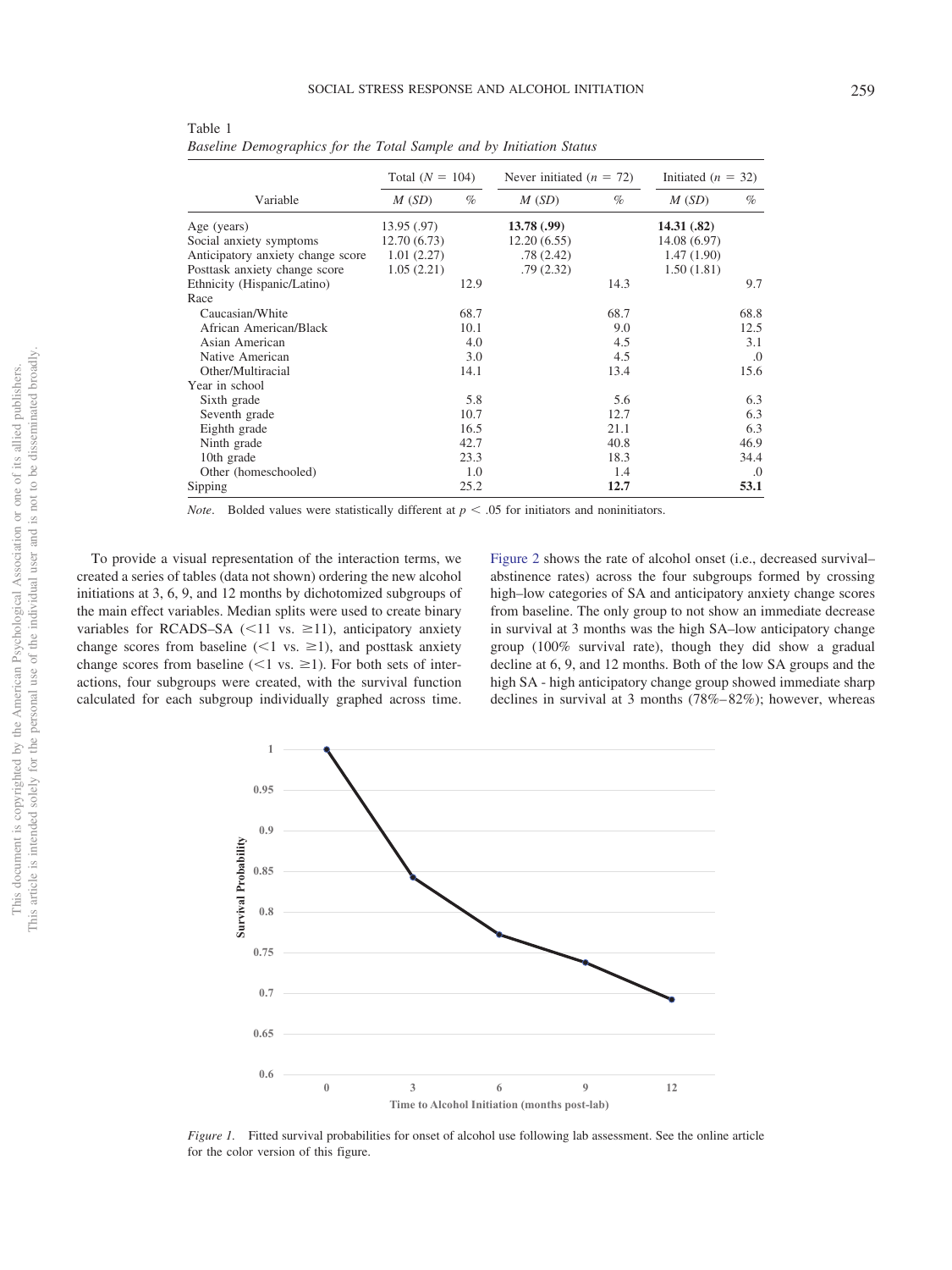Table 1
*Baseline Demographics for the Total Sample and by Initiation Status*

| Variable | Total ($N$ = 104) | | Never initiated ($n$ = 72) | | Initiated ($n$ = 32) | |
|---|---|---|---|---|---|---|
| | $M$ ($SD$) | % | $M$ ($SD$) | % | $M$ ($SD$) | % |
| Age (years) | 13.95 (.97) | | **13.78 (.99)** | | **14.31 (.82)** | |
| Social anxiety symptoms | 12.70 (6.73) | | 12.20 (6.55) | | 14.08 (6.97) | |
| Anticipatory anxiety change score | 1.01 (2.27) | | .78 (2.42) | | 1.47 (1.90) | |
| Posttask anxiety change score | 1.05 (2.21) | | .79 (2.32) | | 1.50 (1.81) | |
| Ethnicity (Hispanic/Latino) | | 12.9 | | 14.3 | | 9.7 |
| Race | | | | | | |
| Caucasian/White | | 68.7 | | 68.7 | | 68.8 |
| African American/Black | | 10.1 | | 9.0 | | 12.5 |
| Asian American | | 4.0 | | 4.5 | | 3.1 |
| Native American | | 3.0 | | 4.5 | | .0 |
| Other/Multiracial | | 14.1 | | 13.4 | | 15.6 |
| Year in school | | | | | | |
| Sixth grade | | 5.8 | | 5.6 | | 6.3 |
| Seventh grade | | 10.7 | | 12.7 | | 6.3 |
| Eighth grade | | 16.5 | | 21.1 | | 6.3 |
| Ninth grade | | 42.7 | | 40.8 | | 46.9 |
| 10th grade | | 23.3 | | 18.3 | | 34.4 |
| Other (homeschooled) | | 1.0 | | 1.4 | | .0 |
| Sipping | | 25.2 | | **12.7** | | **53.1** |

*Note*. Bolded values were statistically different at $p < .05$ for initiators and noninitiators.

To provide a visual representation of the interaction terms, we created a series of tables (data not shown) ordering the new alcohol initiations at 3, 6, 9, and 12 months by dichotomized subgroups of the main effect variables. Median splits were used to create binary variables for RCADS–SA ($<$11 vs. $\geq$11), anticipatory anxiety change scores from baseline ($<$1 vs. $\geq$1), and posttask anxiety change scores from baseline ($<$1 vs. $\geq$1). For both sets of interactions, four subgroups were created, with the survival function calculated for each subgroup individually graphed across time. Figure 2 shows the rate of alcohol onset (i.e., decreased survival–abstinence rates) across the four subgroups formed by crossing high–low categories of SA and anticipatory anxiety change scores from baseline. The only group to not show an immediate decrease in survival at 3 months was the high SA–low anticipatory change group (100% survival rate), though they did show a gradual decline at 6, 9, and 12 months. Both of the low SA groups and the high SA - high anticipatory change group showed immediate sharp declines in survival at 3 months (78%–82%); however, whereas

*Figure 1*. Fitted survival probabilities for onset of alcohol use following lab assessment. See the online article for the color version of this figure.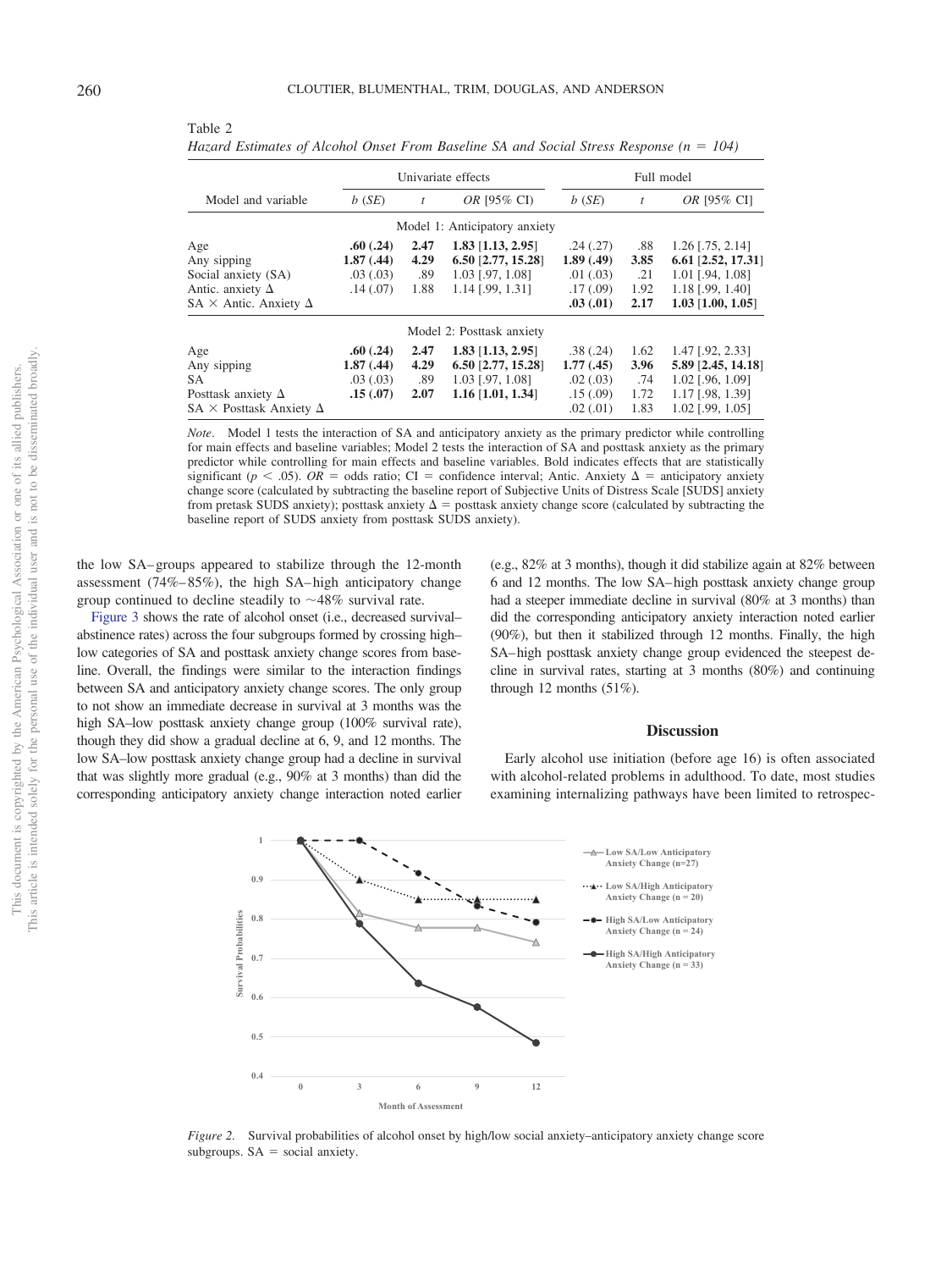Table 2
*Hazard Estimates of Alcohol Onset From Baseline SA and Social Stress Response (n = 104)*

| Model and variable | Univariate effects | | | Full model | | |
|---|---|---|---|---|---|---|
| | *b* (*SE*) | *t* | *OR* [95% CI] | *b* (*SE*) | *t* | *OR* [95% CI] |
| Model 1: Anticipatory anxiety | | | | | | |
| Age | **.60 (.24)** | **2.47** | **1.83 [1.13, 2.95]** | .24 (.27) | .88 | 1.26 [.75, 2.14] |
| Any sipping | **1.87 (.44)** | **4.29** | **6.50 [2.77, 15.28]** | **1.89 (.49)** | **3.85** | **6.61 [2.52, 17.31]** |
| Social anxiety (SA) | .03 (.03) | .89 | 1.03 [.97, 1.08] | .01 (.03) | .21 | 1.01 [.94, 1.08] |
| Antic. anxiety Δ | .14 (.07) | 1.88 | 1.14 [.99, 1.31] | .17 (.09) | 1.92 | 1.18 [.99, 1.40] |
| SA × Antic. Anxiety Δ | | | | **.03 (.01)** | **2.17** | **1.03 [1.00, 1.05]** |
| Model 2: Posttask anxiety | | | | | | |
| Age | **.60 (.24)** | **2.47** | **1.83 [1.13, 2.95]** | .38 (.24) | 1.62 | 1.47 [.92, 2.33] |
| Any sipping | **1.87 (.44)** | **4.29** | **6.50 [2.77, 15.28]** | **1.77 (.45)** | **3.96** | **5.89 [2.45, 14.18]** |
| SA | .03 (.03) | .89 | 1.03 [.97, 1.08] | .02 (.03) | .74 | 1.02 [.96, 1.09] |
| Posttask anxiety Δ | **.15 (.07)** | **2.07** | **1.16 [1.01, 1.34]** | .15 (.09) | 1.72 | 1.17 [.98, 1.39] |
| SA × Posttask Anxiety Δ | | | | .02 (.01) | 1.83 | 1.02 [.99, 1.05] |

*Note*. Model 1 tests the interaction of SA and anticipatory anxiety as the primary predictor while controlling for main effects and baseline variables; Model 2 tests the interaction of SA and posttask anxiety as the primary predictor while controlling for main effects and baseline variables. Bold indicates effects that are statistically significant ($p < .05$). *OR* = odds ratio; CI = confidence interval; Antic. Anxiety Δ = anticipatory anxiety change score (calculated by subtracting the baseline report of Subjective Units of Distress Scale [SUDS] anxiety from pretask SUDS anxiety); posttask anxiety Δ = posttask anxiety change score (calculated by subtracting the baseline report of SUDS anxiety from posttask SUDS anxiety).

the low SA– groups appeared to stabilize through the 12-month assessment (74%–85%), the high SA–high anticipatory change group continued to decline steadily to ~48% survival rate.

Figure 3 shows the rate of alcohol onset (i.e., decreased survival–abstinence rates) across the four subgroups formed by crossing high–low categories of SA and posttask anxiety change scores from baseline. Overall, the findings were similar to the interaction findings between SA and anticipatory anxiety change scores. The only group to not show an immediate decrease in survival at 3 months was the high SA–low posttask anxiety change group (100% survival rate), though they did show a gradual decline at 6, 9, and 12 months. The low SA–low posttask anxiety change group had a decline in survival that was slightly more gradual (e.g., 90% at 3 months) than did the corresponding anticipatory anxiety change interaction noted earlier (e.g., 82% at 3 months), though it did stabilize again at 82% between 6 and 12 months. The low SA–high posttask anxiety change group had a steeper immediate decline in survival (80% at 3 months) than did the corresponding anticipatory anxiety interaction noted earlier (90%), but then it stabilized through 12 months. Finally, the high SA–high posttask anxiety change group evidenced the steepest decline in survival rates, starting at 3 months (80%) and continuing through 12 months (51%).

## Discussion

Early alcohol use initiation (before age 16) is often associated with alcohol-related problems in adulthood. To date, most studies examining internalizing pathways have been limited to retrospec-

*Figure 2*. Survival probabilities of alcohol onset by high/low social anxiety–anticipatory anxiety change score subgroups. SA = social anxiety.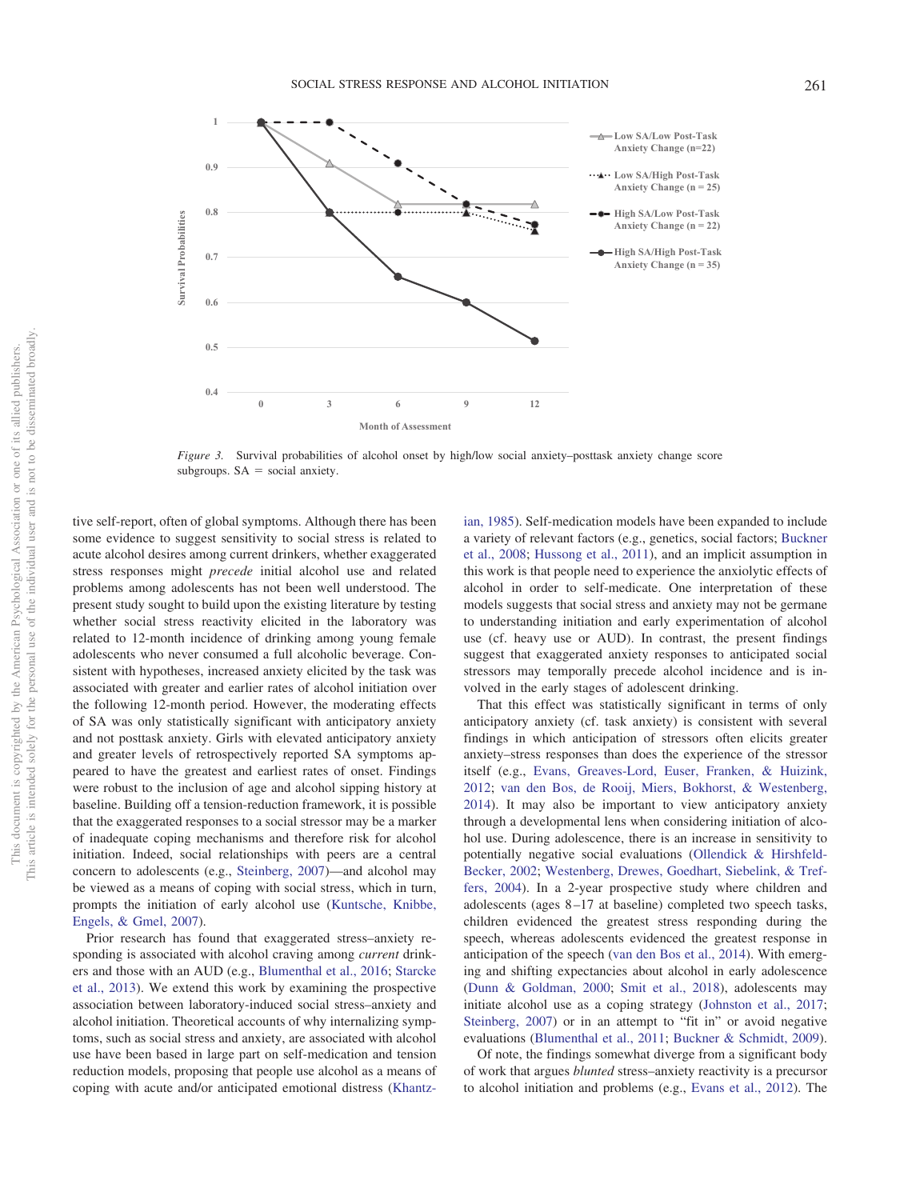*Figure 3.* Survival probabilities of alcohol onset by high/low social anxiety–posttask anxiety change score subgroups. SA = social anxiety.

tive self-report, often of global symptoms. Although there has been some evidence to suggest sensitivity to social stress is related to acute alcohol desires among current drinkers, whether exaggerated stress responses might *precede* initial alcohol use and related problems among adolescents has not been well understood. The present study sought to build upon the existing literature by testing whether social stress reactivity elicited in the laboratory was related to 12-month incidence of drinking among young female adolescents who never consumed a full alcoholic beverage. Consistent with hypotheses, increased anxiety elicited by the task was associated with greater and earlier rates of alcohol initiation over the following 12-month period. However, the moderating effects of SA was only statistically significant with anticipatory anxiety and not posttask anxiety. Girls with elevated anticipatory anxiety and greater levels of retrospectively reported SA symptoms appeared to have the greatest and earliest rates of onset. Findings were robust to the inclusion of age and alcohol sipping history at baseline. Building off a tension-reduction framework, it is possible that the exaggerated responses to a social stressor may be a marker of inadequate coping mechanisms and therefore risk for alcohol initiation. Indeed, social relationships with peers are a central concern to adolescents (e.g., Steinberg, 2007)—and alcohol may be viewed as a means of coping with social stress, which in turn, prompts the initiation of early alcohol use (Kuntsche, Knibbe, Engels, & Gmel, 2007).

Prior research has found that exaggerated stress–anxiety responding is associated with alcohol craving among *current* drinkers and those with an AUD (e.g., Blumenthal et al., 2016; Starcke et al., 2013). We extend this work by examining the prospective association between laboratory-induced social stress–anxiety and alcohol initiation. Theoretical accounts of why internalizing symptoms, such as social stress and anxiety, are associated with alcohol use have been based in large part on self-medication and tension reduction models, proposing that people use alcohol as a means of coping with acute and/or anticipated emotional distress (Khantzian, 1985). Self-medication models have been expanded to include a variety of relevant factors (e.g., genetics, social factors; Buckner et al., 2008; Hussong et al., 2011), and an implicit assumption in this work is that people need to experience the anxiolytic effects of alcohol in order to self-medicate. One interpretation of these models suggests that social stress and anxiety may not be germane to understanding initiation and early experimentation of alcohol use (cf. heavy use or AUD). In contrast, the present findings suggest that exaggerated anxiety responses to anticipated social stressors may temporally precede alcohol incidence and is involved in the early stages of adolescent drinking.

That this effect was statistically significant in terms of only anticipatory anxiety (cf. task anxiety) is consistent with several findings in which anticipation of stressors often elicits greater anxiety–stress responses than does the experience of the stressor itself (e.g., Evans, Greaves-Lord, Euser, Franken, & Huizink, 2012; van den Bos, de Rooij, Miers, Bokhorst, & Westenberg, 2014). It may also be important to view anticipatory anxiety through a developmental lens when considering initiation of alcohol use. During adolescence, there is an increase in sensitivity to potentially negative social evaluations (Ollendick & Hirshfeld-Becker, 2002; Westenberg, Drewes, Goedhart, Siebelink, & Treffers, 2004). In a 2-year prospective study where children and adolescents (ages 8–17 at baseline) completed two speech tasks, children evidenced the greatest stress responding during the speech, whereas adolescents evidenced the greatest response in anticipation of the speech (van den Bos et al., 2014). With emerging and shifting expectancies about alcohol in early adolescence (Dunn & Goldman, 2000; Smit et al., 2018), adolescents may initiate alcohol use as a coping strategy (Johnston et al., 2017; Steinberg, 2007) or in an attempt to "fit in" or avoid negative evaluations (Blumenthal et al., 2011; Buckner & Schmidt, 2009).

Of note, the findings somewhat diverge from a significant body of work that argues *blunted* stress–anxiety reactivity is a precursor to alcohol initiation and problems (e.g., Evans et al., 2012). The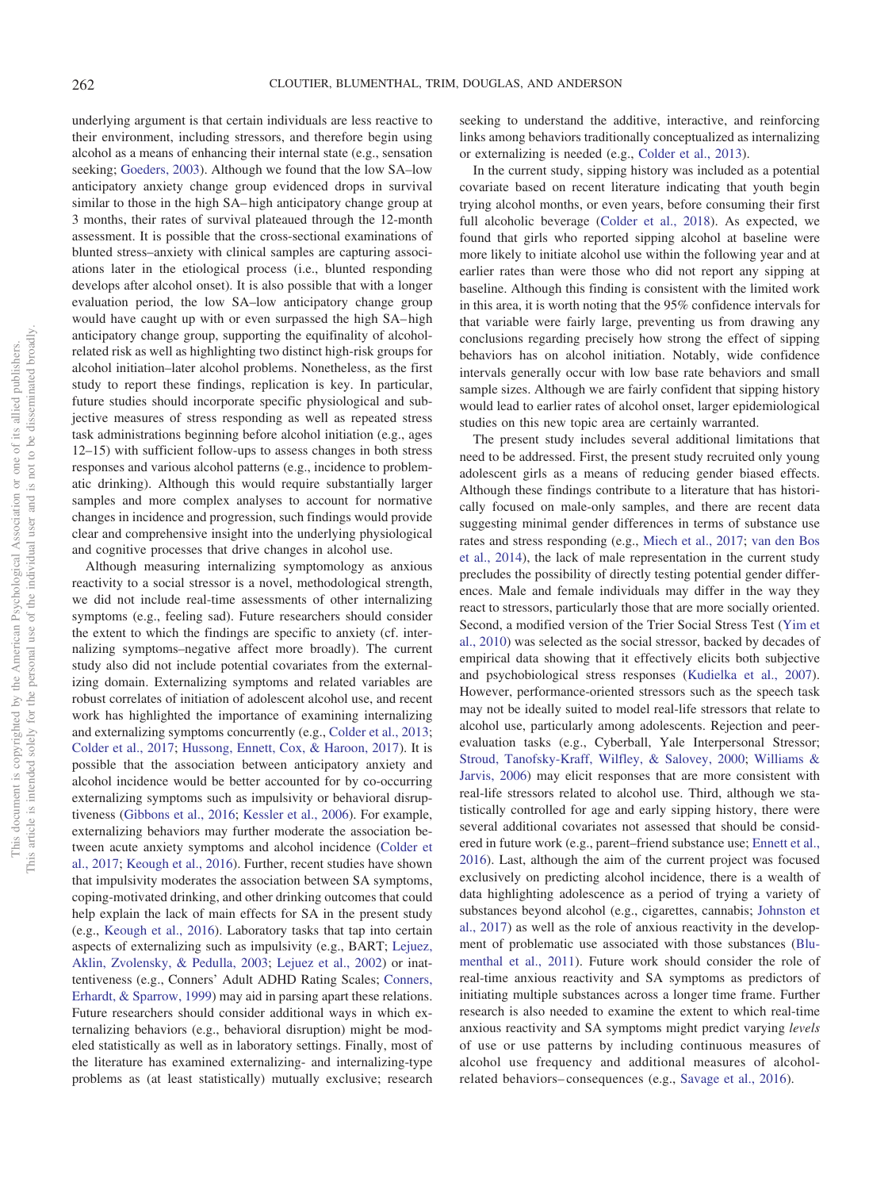underlying argument is that certain individuals are less reactive to their environment, including stressors, and therefore begin using alcohol as a means of enhancing their internal state (e.g., sensation seeking; Goeders, 2003). Although we found that the low SA–low anticipatory anxiety change group evidenced drops in survival similar to those in the high SA–high anticipatory change group at 3 months, their rates of survival plateaued through the 12-month assessment. It is possible that the cross-sectional examinations of blunted stress–anxiety with clinical samples are capturing associations later in the etiological process (i.e., blunted responding develops after alcohol onset). It is also possible that with a longer evaluation period, the low SA–low anticipatory change group would have caught up with or even surpassed the high SA–high anticipatory change group, supporting the equifinality of alcohol-related risk as well as highlighting two distinct high-risk groups for alcohol initiation–later alcohol problems. Nonetheless, as the first study to report these findings, replication is key. In particular, future studies should incorporate specific physiological and subjective measures of stress responding as well as repeated stress task administrations beginning before alcohol initiation (e.g., ages 12–15) with sufficient follow-ups to assess changes in both stress responses and various alcohol patterns (e.g., incidence to problematic drinking). Although this would require substantially larger samples and more complex analyses to account for normative changes in incidence and progression, such findings would provide clear and comprehensive insight into the underlying physiological and cognitive processes that drive changes in alcohol use.

Although measuring internalizing symptomology as anxious reactivity to a social stressor is a novel, methodological strength, we did not include real-time assessments of other internalizing symptoms (e.g., feeling sad). Future researchers should consider the extent to which the findings are specific to anxiety (cf. internalizing symptoms–negative affect more broadly). The current study also did not include potential covariates from the externalizing domain. Externalizing symptoms and related variables are robust correlates of initiation of adolescent alcohol use, and recent work has highlighted the importance of examining internalizing and externalizing symptoms concurrently (e.g., Colder et al., 2013; Colder et al., 2017; Hussong, Ennett, Cox, & Haroon, 2017). It is possible that the association between anticipatory anxiety and alcohol incidence would be better accounted for by co-occurring externalizing symptoms such as impulsivity or behavioral disruptiveness (Gibbons et al., 2016; Kessler et al., 2006). For example, externalizing behaviors may further moderate the association between acute anxiety symptoms and alcohol incidence (Colder et al., 2017; Keough et al., 2016). Further, recent studies have shown that impulsivity moderates the association between SA symptoms, coping-motivated drinking, and other drinking outcomes that could help explain the lack of main effects for SA in the present study (e.g., Keough et al., 2016). Laboratory tasks that tap into certain aspects of externalizing such as impulsivity (e.g., BART; Lejuez, Aklin, Zvolensky, & Pedulla, 2003; Lejuez et al., 2002) or inattentiveness (e.g., Conners' Adult ADHD Rating Scales; Conners, Erhardt, & Sparrow, 1999) may aid in parsing apart these relations. Future researchers should consider additional ways in which externalizing behaviors (e.g., behavioral disruption) might be modeled statistically as well as in laboratory settings. Finally, most of the literature has examined externalizing- and internalizing-type problems as (at least statistically) mutually exclusive; research seeking to understand the additive, interactive, and reinforcing links among behaviors traditionally conceptualized as internalizing or externalizing is needed (e.g., Colder et al., 2013).

In the current study, sipping history was included as a potential covariate based on recent literature indicating that youth begin trying alcohol months, or even years, before consuming their first full alcoholic beverage (Colder et al., 2018). As expected, we found that girls who reported sipping alcohol at baseline were more likely to initiate alcohol use within the following year and at earlier rates than were those who did not report any sipping at baseline. Although this finding is consistent with the limited work in this area, it is worth noting that the 95% confidence intervals for that variable were fairly large, preventing us from drawing any conclusions regarding precisely how strong the effect of sipping behaviors has on alcohol initiation. Notably, wide confidence intervals generally occur with low base rate behaviors and small sample sizes. Although we are fairly confident that sipping history would lead to earlier rates of alcohol onset, larger epidemiological studies on this new topic area are certainly warranted.

The present study includes several additional limitations that need to be addressed. First, the present study recruited only young adolescent girls as a means of reducing gender biased effects. Although these findings contribute to a literature that has historically focused on male-only samples, and there are recent data suggesting minimal gender differences in terms of substance use rates and stress responding (e.g., Miech et al., 2017; van den Bos et al., 2014), the lack of male representation in the current study precludes the possibility of directly testing potential gender differences. Male and female individuals may differ in the way they react to stressors, particularly those that are more socially oriented. Second, a modified version of the Trier Social Stress Test (Yim et al., 2010) was selected as the social stressor, backed by decades of empirical data showing that it effectively elicits both subjective and psychobiological stress responses (Kudielka et al., 2007). However, performance-oriented stressors such as the speech task may not be ideally suited to model real-life stressors that relate to alcohol use, particularly among adolescents. Rejection and peer-evaluation tasks (e.g., Cyberball, Yale Interpersonal Stressor; Stroud, Tanofsky-Kraff, Wilfley, & Salovey, 2000; Williams & Jarvis, 2006) may elicit responses that are more consistent with real-life stressors related to alcohol use. Third, although we statistically controlled for age and early sipping history, there were several additional covariates not assessed that should be considered in future work (e.g., parent–friend substance use; Ennett et al., 2016). Last, although the aim of the current project was focused exclusively on predicting alcohol incidence, there is a wealth of data highlighting adolescence as a period of trying a variety of substances beyond alcohol (e.g., cigarettes, cannabis; Johnston et al., 2017) as well as the role of anxious reactivity in the development of problematic use associated with those substances (Blumenthal et al., 2011). Future work should consider the role of real-time anxious reactivity and SA symptoms as predictors of initiating multiple substances across a longer time frame. Further research is also needed to examine the extent to which real-time anxious reactivity and SA symptoms might predict varying *levels* of use or use patterns by including continuous measures of alcohol use frequency and additional measures of alcohol-related behaviors–consequences (e.g., Savage et al., 2016).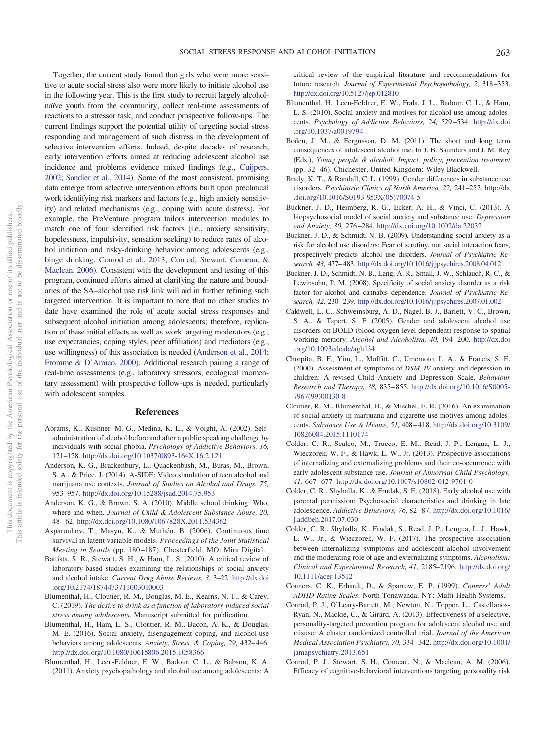Together, the current study found that girls who were more sensitive to acute social stress also were more likely to initiate alcohol use in the following year. This is the first study to recruit largely alcohol-naïve youth from the community, collect real-time assessments of reactions to a stressor task, and conduct prospective follow-ups. The current findings support the potential utility of targeting social stress responding and management of such distress in the development of selective intervention efforts. Indeed, despite decades of research, early intervention efforts aimed at reducing adolescent alcohol use incidence and problems evidence mixed findings (e.g., Cuijpers, 2002; Sandler et al., 2014). Some of the most consistent, promising data emerge from selective intervention efforts built upon preclinical work identifying risk markers and factors (e.g., high anxiety sensitivity) and related mechanisms (e.g., coping with acute distress). For example, the PreVenture program tailors intervention modules to match one of four identified risk factors (i.e., anxiety sensitivity, hopelessness, impulsivity, sensation seeking) to reduce rates of alcohol initiation and risky-drinking behavior among adolescents (e.g., binge drinking; Conrod et al., 2013; Conrod, Stewart, Comeau, & Maclean, 2006). Consistent with the development and testing of this program, continued efforts aimed at clarifying the nature and boundaries of the SA–alcohol use risk link will aid in further refining such targeted intervention. It is important to note that no other studies to date have examined the role of acute social stress responses and subsequent alcohol initiation among adolescents; therefore, replication of these initial effects as well as work targeting moderators (e.g., use expectancies, coping styles, peer affiliation) and mediators (e.g., use willingness) of this association is needed (Anderson et al., 2014; Fromme & D'Amico, 2000). Additional research pairing a range of real-time assessments (e.g., laboratory stressors, ecological momentary assessment) with prospective follow-ups is needed, particularly with adolescent samples.

## References

Abrams, K., Kushner, M. G., Medina, K. L., & Voight, A. (2002). Self-administration of alcohol before and after a public speaking challenge by individuals with social phobia. *Psychology of Addictive Behaviors, 16,* 121–128. http://dx.doi.org/10.1037/0893-164X.16.2.121

Anderson, K. G., Brackenbury, L., Quackenbush, M., Buras, M., Brown, S. A., & Price, J. (2014). A-SIDE: Video simulation of teen alcohol and marijuana use contexts. *Journal of Studies on Alcohol and Drugs, 75,* 953–957. http://dx.doi.org/10.15288/jsad.2014.75.953

Anderson, K. G., & Brown, S. A. (2010). Middle school drinking: Who, where and when. *Journal of Child & Adolescent Substance Abuse, 20,* 48–62. http://dx.doi.org/10.1080/1067828X.2011.534362

Asparouhov, T., Masyn, K., & Muthén, B. (2006). Continuous time survival in latent variable models. *Proceedings of the Joint Statistical Meeting in Seattle* (pp. 180–187). Chesterfield, MO: Mira Digital.

Battista, S. R., Stewart, S. H., & Ham, L. S. (2010). A critical review of laboratory-based studies examining the relationships of social anxiety and alcohol intake. *Current Drug Abuse Reviews, 3,* 3–22. http://dx.doi.org/10.2174/1874473711003010003

Blumenthal, H., Cloutier, R. M., Douglas, M. E., Kearns, N. T., & Carey, C. (2019). *The desire to drink as a function of laboratory-induced social stress among adolescents*. Manuscript submitted for publication.

Blumenthal, H., Ham, L. S., Cloutier, R. M., Bacon, A. K., & Douglas, M. E. (2016). Social anxiety, disengagement coping, and alcohol-use behaviors among adolescents. *Anxiety, Stress, & Coping, 29,* 432–446. http://dx.doi.org/10.1080/10615806.2015.1058366

Blumenthal, H., Leen-Feldner, E. W., Badour, C. L., & Babson, K. A. (2011). Anxiety psychopathology and alcohol use among adolescents: A critical review of the empirical literature and recommendations for future research. *Journal of Experimental Psychopathology, 2,* 318–353. http://dx.doi.org/10.5127/jep.012810

Blumenthal, H., Leen-Feldner, E. W., Frala, J. L., Badour, C. L., & Ham, L. S. (2010). Social anxiety and motives for alcohol use among adolescents. *Psychology of Addictive Behaviors, 24,* 529–534. http://dx.doi.org/10.1037/a0019794

Boden, J. M., & Fergusson, D. M. (2011). The short and long term consequences of adolescent alcohol use. In J. B. Saunders and J. M. Rey (Eds.), *Young people & alcohol: Impact, policy, prevention treatment* (pp. 32–46). Chichester, United Kingdom: Wiley-Blackwell.

Brady, K. T., & Randall, C. L. (1999). Gender differences in substance use disorders. *Psychiatric Clinics of North America, 22,* 241–252. http://dx.doi.org/10.1016/S0193-953X(05)70074-5

Buckner, J. D., Heimberg, R. G., Ecker, A. H., & Vinci, C. (2013). A biopsychosocial model of social anxiety and substance use. *Depression and Anxiety, 30,* 276–284. http://dx.doi.org/10.1002/da.22032

Buckner, J. D., & Schmidt, N. B. (2009). Understanding social anxiety as a risk for alcohol use disorders: Fear of scrutiny, not social interaction fears, prospectively predicts alcohol use disorders. *Journal of Psychiatric Research, 43,* 477–483. http://dx.doi.org/10.1016/j.jpsychires.2008.04.012

Buckner, J. D., Schmidt, N. B., Lang, A. R., Small, J. W., Schlauch, R. C., & Lewinsohn, P. M. (2008). Specificity of social anxiety disorder as a risk factor for alcohol and cannabis dependence. *Journal of Psychiatric Research, 42,* 230–239. http://dx.doi.org/10.1016/j.jpsychires.2007.01.002

Caldwell, L. C., Schweinsburg, A. D., Nagel, B. J., Barlett, V. C., Brown, S. A., & Tapert, S. F. (2005). Gender and adolescent alcohol use disorders on BOLD (blood oxygen level dependent) response to spatial working memory. *Alcohol and Alcoholism, 40,* 194–200. http://dx.doi.org/10.1093/alcalc/agh134

Chorpita, B. F., Yim, L., Moffitt, C., Umemoto, L. A., & Francis, S. E. (2000). Assessment of symptoms of *DSM–IV* anxiety and depression in children: A revised Child Anxiety and Depression Scale. *Behaviour Research and Therapy, 38,* 835–855. http://dx.doi.org/10.1016/S0005-7967(99)00130-8

Cloutier, R. M., Blumenthal, H., & Mischel, E. R. (2016). An examination of social anxiety in marijuana and cigarette use motives among adolescents. *Substance Use & Misuse, 51,* 408–418. http://dx.doi.org/10.3109/10826084.2015.1110174

Colder, C. R., Scalco, M., Trucco, E. M., Read, J. P., Lengua, L. J., Wieczorek, W. F., & Hawk, L. W., Jr. (2013). Prospective associations of internalizing and externalizing problems and their co-occurrence with early adolescent substance use. *Journal of Abnormal Child Psychology, 41,* 667–677. http://dx.doi.org/10.1007/s10802-012-9701-0

Colder, C. R., Shyhalla, K., & Frndak, S. E. (2018). Early alcohol use with parental permission: Psychosocial characteristics and drinking in late adolescence. *Addictive Behaviors, 76,* 82–87. http://dx.doi.org/10.1016/j.addbeh.2017.07.030

Colder, C. R., Shyhalla, K., Frndak, S., Read, J. P., Lengua, L. J., Hawk, L. W., Jr., & Wieczorek, W. F. (2017). The prospective association between internalizing symptoms and adolescent alcohol involvement and the moderating role of age and externalizing symptoms. *Alcoholism: Clinical and Experimental Research, 41,* 2185–2196. http://dx.doi.org/10.1111/acer.13512

Conners, C. K., Erhardt, D., & Sparrow, E. P. (1999). *Conners' Adult ADHD Rating Scales*. North Tonawanda, NY: Multi-Health Systems.

Conrod, P. J., O'Leary-Barrett, M., Newton, N., Topper, L., Castellanos-Ryan, N., Mackie, C., & Girard, A. (2013). Effectiveness of a selective, personality-targeted prevention program for adolescent alcohol use and misuse: A cluster randomized controlled trial. *Journal of the American Medical Association Psychiatry, 70,* 334–342. http://dx.doi.org/10.1001/jamapsychiatry.2013.651

Conrod, P. J., Stewart, S. H., Comeau, N., & Maclean, A. M. (2006). Efficacy of cognitive-behavioral interventions targeting personality risk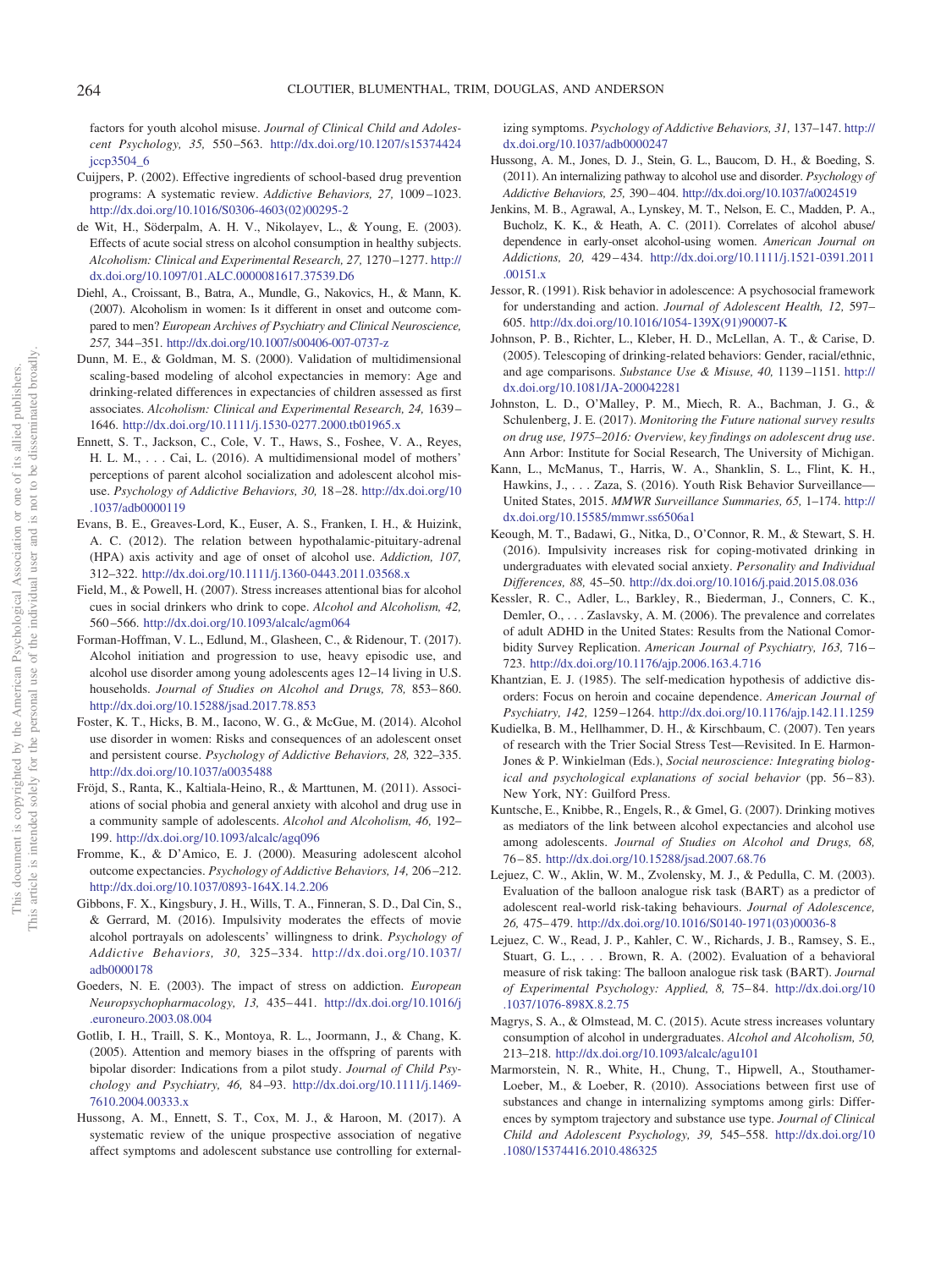factors for youth alcohol misuse. *Journal of Clinical Child and Adolescent Psychology, 35,* 550–563. http://dx.doi.org/10.1207/s15374424jccp3504_6

Cuijpers, P. (2002). Effective ingredients of school-based drug prevention programs: A systematic review. *Addictive Behaviors, 27,* 1009–1023. http://dx.doi.org/10.1016/S0306-4603(02)00295-2

de Wit, H., Söderpalm, A. H. V., Nikolayev, L., & Young, E. (2003). Effects of acute social stress on alcohol consumption in healthy subjects. *Alcoholism: Clinical and Experimental Research, 27,* 1270–1277. http://dx.doi.org/10.1097/01.ALC.0000081617.37539.D6

Diehl, A., Croissant, B., Batra, A., Mundle, G., Nakovics, H., & Mann, K. (2007). Alcoholism in women: Is it different in onset and outcome compared to men? *European Archives of Psychiatry and Clinical Neuroscience, 257,* 344–351. http://dx.doi.org/10.1007/s00406-007-0737-z

Dunn, M. E., & Goldman, M. S. (2000). Validation of multidimensional scaling-based modeling of alcohol expectancies in memory: Age and drinking-related differences in expectancies of children assessed as first associates. *Alcoholism: Clinical and Experimental Research, 24,* 1639–1646. http://dx.doi.org/10.1111/j.1530-0277.2000.tb01965.x

Ennett, S. T., Jackson, C., Cole, V. T., Haws, S., Foshee, V. A., Reyes, H. L. M., . . . Cai, L. (2016). A multidimensional model of mothers' perceptions of parent alcohol socialization and adolescent alcohol misuse. *Psychology of Addictive Behaviors, 30,* 18–28. http://dx.doi.org/10.1037/adb0000119

Evans, B. E., Greaves-Lord, K., Euser, A. S., Franken, I. H., & Huizink, A. C. (2012). The relation between hypothalamic-pituitary-adrenal (HPA) axis activity and age of onset of alcohol use. *Addiction, 107,* 312–322. http://dx.doi.org/10.1111/j.1360-0443.2011.03568.x

Field, M., & Powell, H. (2007). Stress increases attentional bias for alcohol cues in social drinkers who drink to cope. *Alcohol and Alcoholism, 42,* 560–566. http://dx.doi.org/10.1093/alcalc/agm064

Forman-Hoffman, V. L., Edlund, M., Glasheen, C., & Ridenour, T. (2017). Alcohol initiation and progression to use, heavy episodic use, and alcohol use disorder among young adolescents ages 12–14 living in U.S. households. *Journal of Studies on Alcohol and Drugs, 78,* 853–860. http://dx.doi.org/10.15288/jsad.2017.78.853

Foster, K. T., Hicks, B. M., Iacono, W. G., & McGue, M. (2014). Alcohol use disorder in women: Risks and consequences of an adolescent onset and persistent course. *Psychology of Addictive Behaviors, 28,* 322–335. http://dx.doi.org/10.1037/a0035488

Fröjd, S., Ranta, K., Kaltiala-Heino, R., & Marttunen, M. (2011). Associations of social phobia and general anxiety with alcohol and drug use in a community sample of adolescents. *Alcohol and Alcoholism, 46,* 192–199. http://dx.doi.org/10.1093/alcalc/agq096

Fromme, K., & D'Amico, E. J. (2000). Measuring adolescent alcohol outcome expectancies. *Psychology of Addictive Behaviors, 14,* 206–212. http://dx.doi.org/10.1037/0893-164X.14.2.206

Gibbons, F. X., Kingsbury, J. H., Wills, T. A., Finneran, S. D., Dal Cin, S., & Gerrard, M. (2016). Impulsivity moderates the effects of movie alcohol portrayals on adolescents' willingness to drink. *Psychology of Addictive Behaviors, 30,* 325–334. http://dx.doi.org/10.1037/adb0000178

Goeders, N. E. (2003). The impact of stress on addiction. *European Neuropsychopharmacology, 13,* 435–441. http://dx.doi.org/10.1016/j.euroneuro.2003.08.004

Gotlib, I. H., Traill, S. K., Montoya, R. L., Joormann, J., & Chang, K. (2005). Attention and memory biases in the offspring of parents with bipolar disorder: Indications from a pilot study. *Journal of Child Psychology and Psychiatry, 46,* 84–93. http://dx.doi.org/10.1111/j.1469-7610.2004.00333.x

Hussong, A. M., Ennett, S. T., Cox, M. J., & Haroon, M. (2017). A systematic review of the unique prospective association of negative affect symptoms and adolescent substance use controlling for externalizing symptoms. *Psychology of Addictive Behaviors, 31,* 137–147. http://dx.doi.org/10.1037/adb0000247

Hussong, A. M., Jones, D. J., Stein, G. L., Baucom, D. H., & Boeding, S. (2011). An internalizing pathway to alcohol use and disorder. *Psychology of Addictive Behaviors, 25,* 390–404. http://dx.doi.org/10.1037/a0024519

Jenkins, M. B., Agrawal, A., Lynskey, M. T., Nelson, E. C., Madden, P. A., Bucholz, K. K., & Heath, A. C. (2011). Correlates of alcohol abuse/dependence in early-onset alcohol-using women. *American Journal on Addictions, 20,* 429–434. http://dx.doi.org/10.1111/j.1521-0391.2011.00151.x

Jessor, R. (1991). Risk behavior in adolescence: A psychosocial framework for understanding and action. *Journal of Adolescent Health, 12,* 597–605. http://dx.doi.org/10.1016/1054-139X(91)90007-K

Johnson, P. B., Richter, L., Kleber, H. D., McLellan, A. T., & Carise, D. (2005). Telescoping of drinking-related behaviors: Gender, racial/ethnic, and age comparisons. *Substance Use & Misuse, 40,* 1139–1151. http://dx.doi.org/10.1081/JA-200042281

Johnston, L. D., O'Malley, P. M., Miech, R. A., Bachman, J. G., & Schulenberg, J. E. (2017). *Monitoring the Future national survey results on drug use, 1975–2016: Overview, key findings on adolescent drug use*. Ann Arbor: Institute for Social Research, The University of Michigan.

Kann, L., McManus, T., Harris, W. A., Shanklin, S. L., Flint, K. H., Hawkins, J., . . . Zaza, S. (2016). Youth Risk Behavior Surveillance—United States, 2015. *MMWR Surveillance Summaries, 65,* 1–174. http://dx.doi.org/10.15585/mmwr.ss6506a1

Keough, M. T., Badawi, G., Nitka, D., O'Connor, R. M., & Stewart, S. H. (2016). Impulsivity increases risk for coping-motivated drinking in undergraduates with elevated social anxiety. *Personality and Individual Differences, 88,* 45–50. http://dx.doi.org/10.1016/j.paid.2015.08.036

Kessler, R. C., Adler, L., Barkley, R., Biederman, J., Conners, C. K., Demler, O., . . . Zaslavsky, A. M. (2006). The prevalence and correlates of adult ADHD in the United States: Results from the National Comorbidity Survey Replication. *American Journal of Psychiatry, 163,* 716–723. http://dx.doi.org/10.1176/ajp.2006.163.4.716

Khantzian, E. J. (1985). The self-medication hypothesis of addictive disorders: Focus on heroin and cocaine dependence. *American Journal of Psychiatry, 142,* 1259–1264. http://dx.doi.org/10.1176/ajp.142.11.1259

Kudielka, B. M., Hellhammer, D. H., & Kirschbaum, C. (2007). Ten years of research with the Trier Social Stress Test—Revisited. In E. Harmon-Jones & P. Winkielman (Eds.), *Social neuroscience: Integrating biological and psychological explanations of social behavior* (pp. 56–83). New York, NY: Guilford Press.

Kuntsche, E., Knibbe, R., Engels, R., & Gmel, G. (2007). Drinking motives as mediators of the link between alcohol expectancies and alcohol use among adolescents. *Journal of Studies on Alcohol and Drugs, 68,* 76–85. http://dx.doi.org/10.15288/jsad.2007.68.76

Lejuez, C. W., Aklin, W. M., Zvolensky, M. J., & Pedulla, C. M. (2003). Evaluation of the balloon analogue risk task (BART) as a predictor of adolescent real-world risk-taking behaviours. *Journal of Adolescence, 26,* 475–479. http://dx.doi.org/10.1016/S0140-1971(03)00036-8

Lejuez, C. W., Read, J. P., Kahler, C. W., Richards, J. B., Ramsey, S. E., Stuart, G. L., . . . Brown, R. A. (2002). Evaluation of a behavioral measure of risk taking: The balloon analogue risk task (BART). *Journal of Experimental Psychology: Applied, 8,* 75–84. http://dx.doi.org/10.1037/1076-898X.8.2.75

Magrys, S. A., & Olmstead, M. C. (2015). Acute stress increases voluntary consumption of alcohol in undergraduates. *Alcohol and Alcoholism, 50,* 213–218. http://dx.doi.org/10.1093/alcalc/agu101

Marmorstein, N. R., White, H., Chung, T., Hipwell, A., Stouthamer-Loeber, M., & Loeber, R. (2010). Associations between first use of substances and change in internalizing symptoms among girls: Differences by symptom trajectory and substance use type. *Journal of Clinical Child and Adolescent Psychology, 39,* 545–558. http://dx.doi.org/10.1080/15374416.2010.486325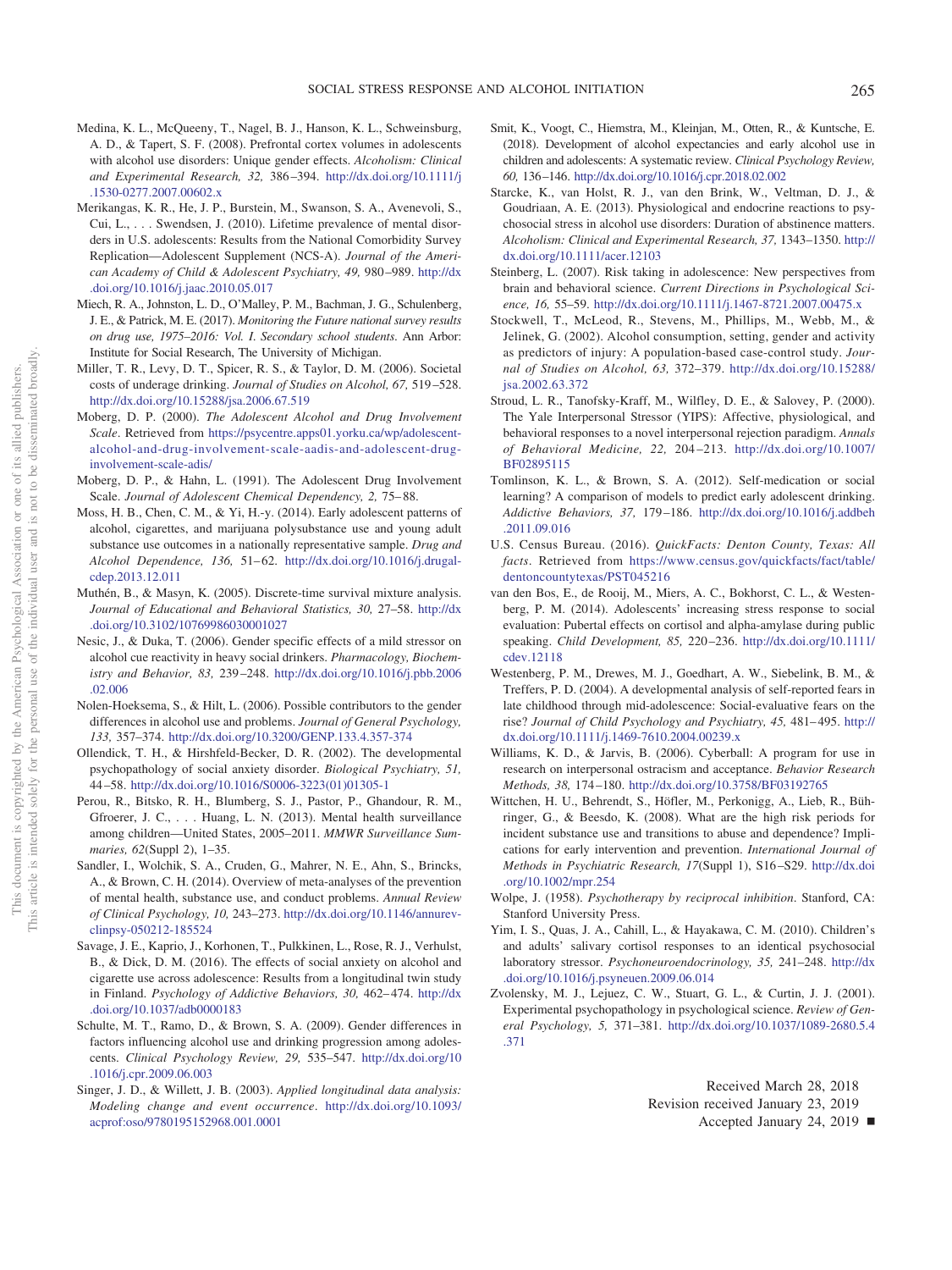Medina, K. L., McQueeny, T., Nagel, B. J., Hanson, K. L., Schweinsburg, A. D., & Tapert, S. F. (2008). Prefrontal cortex volumes in adolescents with alcohol use disorders: Unique gender effects. *Alcoholism: Clinical and Experimental Research, 32,* 386–394. http://dx.doi.org/10.1111/j.1530-0277.2007.00602.x

Merikangas, K. R., He, J. P., Burstein, M., Swanson, S. A., Avenevoli, S., Cui, L., . . . Swendsen, J. (2010). Lifetime prevalence of mental disorders in U.S. adolescents: Results from the National Comorbidity Survey Replication—Adolescent Supplement (NCS-A). *Journal of the American Academy of Child & Adolescent Psychiatry, 49,* 980–989. http://dx.doi.org/10.1016/j.jaac.2010.05.017

Miech, R. A., Johnston, L. D., O'Malley, P. M., Bachman, J. G., Schulenberg, J. E., & Patrick, M. E. (2017). *Monitoring the Future national survey results on drug use, 1975–2016: Vol. I. Secondary school students.* Ann Arbor: Institute for Social Research, The University of Michigan.

Miller, T. R., Levy, D. T., Spicer, R. S., & Taylor, D. M. (2006). Societal costs of underage drinking. *Journal of Studies on Alcohol, 67,* 519–528. http://dx.doi.org/10.15288/jsa.2006.67.519

Moberg, D. P. (2000). *The Adolescent Alcohol and Drug Involvement Scale*. Retrieved from https://psycentre.apps01.yorku.ca/wp/adolescent-alcohol-and-drug-involvement-scale-aadis-and-adolescent-drug-involvement-scale-adis/

Moberg, D. P., & Hahn, L. (1991). The Adolescent Drug Involvement Scale. *Journal of Adolescent Chemical Dependency, 2,* 75–88.

Moss, H. B., Chen, C. M., & Yi, H.-y. (2014). Early adolescent patterns of alcohol, cigarettes, and marijuana polysubstance use and young adult substance use outcomes in a nationally representative sample. *Drug and Alcohol Dependence, 136,* 51–62. http://dx.doi.org/10.1016/j.drugalcdep.2013.12.011

Muthén, B., & Masyn, K. (2005). Discrete-time survival mixture analysis. *Journal of Educational and Behavioral Statistics, 30,* 27–58. http://dx.doi.org/10.3102/10769986030001027

Nesic, J., & Duka, T. (2006). Gender specific effects of a mild stressor on alcohol cue reactivity in heavy social drinkers. *Pharmacology, Biochemistry and Behavior, 83,* 239–248. http://dx.doi.org/10.1016/j.pbb.2006.02.006

Nolen-Hoeksema, S., & Hilt, L. (2006). Possible contributors to the gender differences in alcohol use and problems. *Journal of General Psychology, 133,* 357–374. http://dx.doi.org/10.3200/GENP.133.4.357-374

Ollendick, T. H., & Hirshfeld-Becker, D. R. (2002). The developmental psychopathology of social anxiety disorder. *Biological Psychiatry, 51,* 44–58. http://dx.doi.org/10.1016/S0006-3223(01)01305-1

Perou, R., Bitsko, R. H., Blumberg, S. J., Pastor, P., Ghandour, R. M., Gfroerer, J. C., . . . Huang, L. N. (2013). Mental health surveillance among children—United States, 2005–2011. *MMWR Surveillance Summaries, 62*(Suppl 2), 1–35.

Sandler, I., Wolchik, S. A., Cruden, G., Mahrer, N. E., Ahn, S., Brincks, A., & Brown, C. H. (2014). Overview of meta-analyses of the prevention of mental health, substance use, and conduct problems. *Annual Review of Clinical Psychology, 10,* 243–273. http://dx.doi.org/10.1146/annurev-clinpsy-050212-185524

Savage, J. E., Kaprio, J., Korhonen, T., Pulkkinen, L., Rose, R. J., Verhulst, B., & Dick, D. M. (2016). The effects of social anxiety on alcohol and cigarette use across adolescence: Results from a longitudinal twin study in Finland. *Psychology of Addictive Behaviors, 30,* 462–474. http://dx.doi.org/10.1037/adb0000183

Schulte, M. T., Ramo, D., & Brown, S. A. (2009). Gender differences in factors influencing alcohol use and drinking progression among adolescents. *Clinical Psychology Review, 29,* 535–547. http://dx.doi.org/10.1016/j.cpr.2009.06.003

Singer, J. D., & Willett, J. B. (2003). *Applied longitudinal data analysis: Modeling change and event occurrence*. http://dx.doi.org/10.1093/acprof:oso/9780195152968.001.0001

Smit, K., Voogt, C., Hiemstra, M., Kleinjan, M., Otten, R., & Kuntsche, E. (2018). Development of alcohol expectancies and early alcohol use in children and adolescents: A systematic review. *Clinical Psychology Review, 60,* 136–146. http://dx.doi.org/10.1016/j.cpr.2018.02.002

Starcke, K., van Holst, R. J., van den Brink, W., Veltman, D. J., & Goudriaan, A. E. (2013). Physiological and endocrine reactions to psychosocial stress in alcohol use disorders: Duration of abstinence matters. *Alcoholism: Clinical and Experimental Research, 37,* 1343–1350. http://dx.doi.org/10.1111/acer.12103

Steinberg, L. (2007). Risk taking in adolescence: New perspectives from brain and behavioral science. *Current Directions in Psychological Science, 16,* 55–59. http://dx.doi.org/10.1111/j.1467-8721.2007.00475.x

Stockwell, T., McLeod, R., Stevens, M., Phillips, M., Webb, M., & Jelinek, G. (2002). Alcohol consumption, setting, gender and activity as predictors of injury: A population-based case-control study. *Journal of Studies on Alcohol, 63,* 372–379. http://dx.doi.org/10.15288/jsa.2002.63.372

Stroud, L. R., Tanofsky-Kraff, M., Wilfley, D. E., & Salovey, P. (2000). The Yale Interpersonal Stressor (YIPS): Affective, physiological, and behavioral responses to a novel interpersonal rejection paradigm. *Annals of Behavioral Medicine, 22,* 204–213. http://dx.doi.org/10.1007/BF02895115

Tomlinson, K. L., & Brown, S. A. (2012). Self-medication or social learning? A comparison of models to predict early adolescent drinking. *Addictive Behaviors, 37,* 179–186. http://dx.doi.org/10.1016/j.addbeh.2011.09.016

U.S. Census Bureau. (2016). *QuickFacts: Denton County, Texas: All facts*. Retrieved from https://www.census.gov/quickfacts/fact/table/dentoncountytexas/PST045216

van den Bos, E., de Rooij, M., Miers, A. C., Bokhorst, C. L., & Westenberg, P. M. (2014). Adolescents' increasing stress response to social evaluation: Pubertal effects on cortisol and alpha-amylase during public speaking. *Child Development, 85,* 220–236. http://dx.doi.org/10.1111/cdev.12118

Westenberg, P. M., Drewes, M. J., Goedhart, A. W., Siebelink, B. M., & Treffers, P. D. (2004). A developmental analysis of self-reported fears in late childhood through mid-adolescence: Social-evaluative fears on the rise? *Journal of Child Psychology and Psychiatry, 45,* 481–495. http://dx.doi.org/10.1111/j.1469-7610.2004.00239.x

Williams, K. D., & Jarvis, B. (2006). Cyberball: A program for use in research on interpersonal ostracism and acceptance. *Behavior Research Methods, 38,* 174–180. http://dx.doi.org/10.3758/BF03192765

Wittchen, H. U., Behrendt, S., Höfler, M., Perkonigg, A., Lieb, R., Bühringer, G., & Beesdo, K. (2008). What are the high risk periods for incident substance use and transitions to abuse and dependence? Implications for early intervention and prevention. *International Journal of Methods in Psychiatric Research, 17*(Suppl 1), S16–S29. http://dx.doi.org/10.1002/mpr.254

Wolpe, J. (1958). *Psychotherapy by reciprocal inhibition*. Stanford, CA: Stanford University Press.

Yim, I. S., Quas, J. A., Cahill, L., & Hayakawa, C. M. (2010). Children's and adults' salivary cortisol responses to an identical psychosocial laboratory stressor. *Psychoneuroendocrinology, 35,* 241–248. http://dx.doi.org/10.1016/j.psyneuen.2009.06.014

Zvolensky, M. J., Lejuez, C. W., Stuart, G. L., & Curtin, J. J. (2001). Experimental psychopathology in psychological science. *Review of General Psychology, 5,* 371–381. http://dx.doi.org/10.1037/1089-2680.5.4.371

Received March 28, 2018
Revision received January 23, 2019
Accepted January 24, 2019 ■